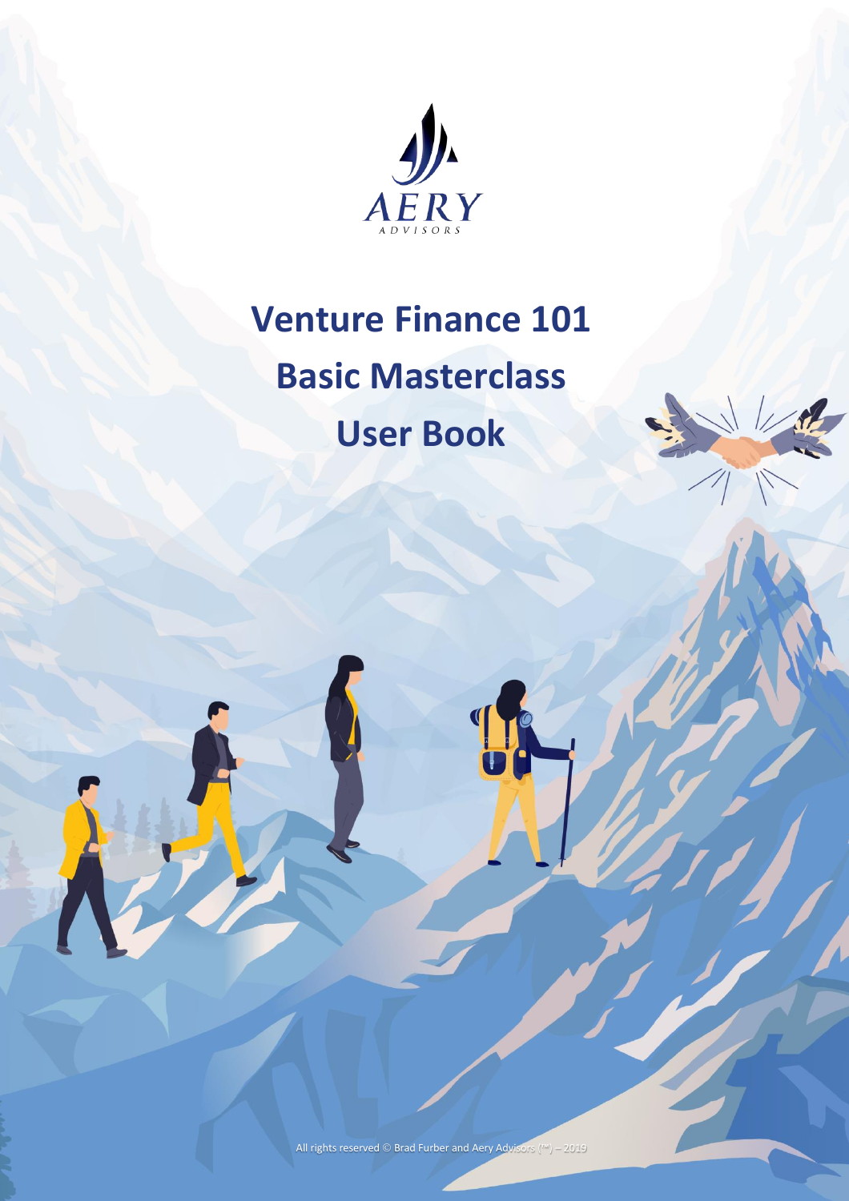AERY
ADVISORS

# Venture Finance 101
# Basic Masterclass
# User Book

All rights reserved © Brad Furber and Aery Advisors (™) – 2019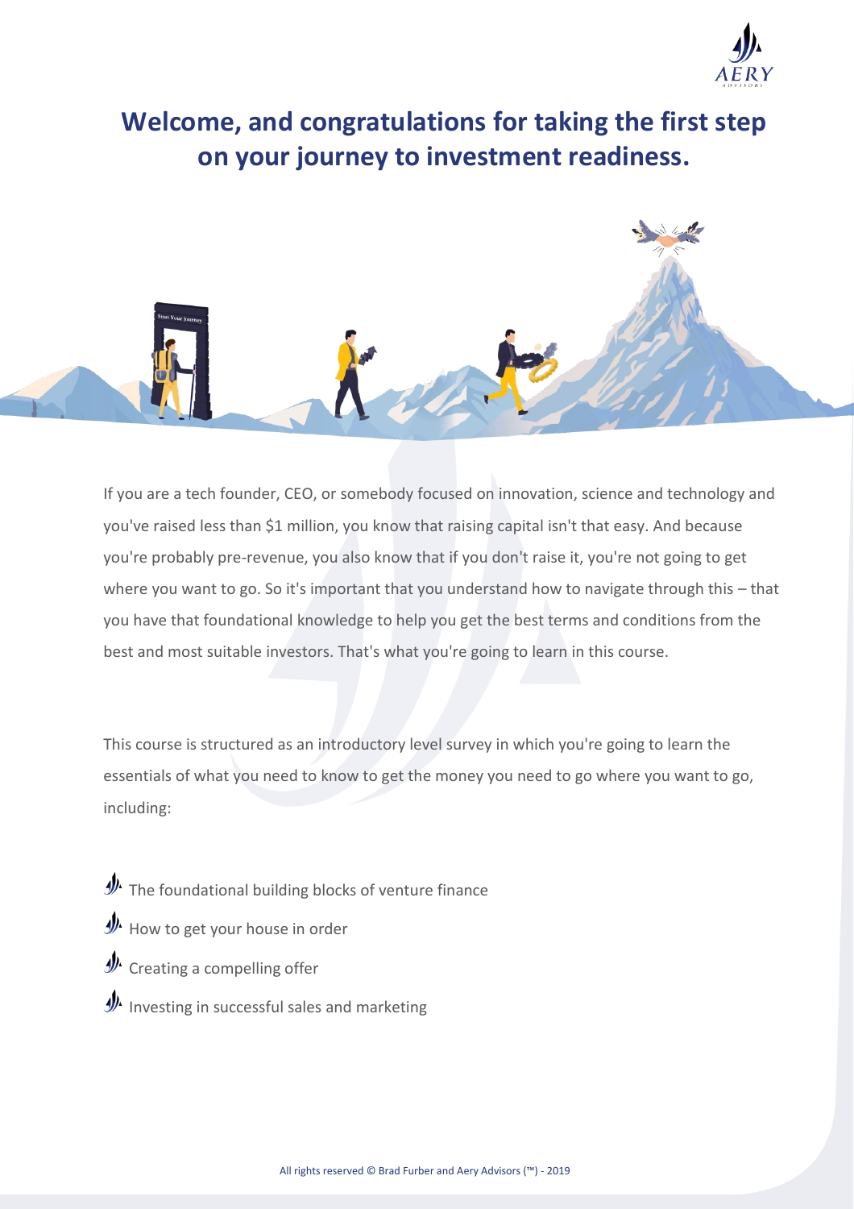# Welcome, and congratulations for taking the first step on your journey to investment readiness.

If you are a tech founder, CEO, or somebody focused on innovation, science and technology and you've raised less than $1 million, you know that raising capital isn't that easy. And because you're probably pre-revenue, you also know that if you don't raise it, you're not going to get where you want to go. So it's important that you understand how to navigate through this – that you have that foundational knowledge to help you get the best terms and conditions from the best and most suitable investors. That's what you're going to learn in this course.

This course is structured as an introductory level survey in which you're going to learn the essentials of what you need to know to get the money you need to go where you want to go, including:

- The foundational building blocks of venture finance
- How to get your house in order
- Creating a compelling offer
- Investing in successful sales and marketing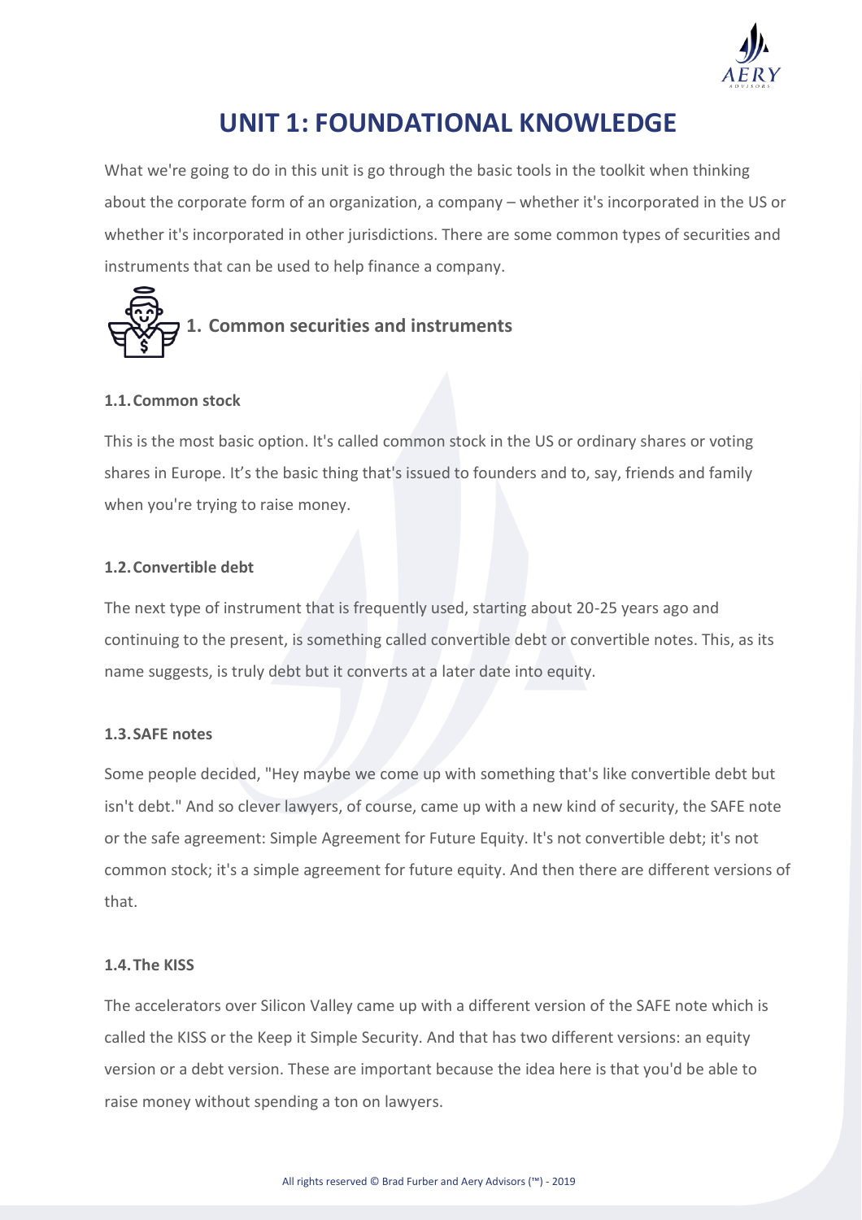# UNIT 1: FOUNDATIONAL KNOWLEDGE

What we're going to do in this unit is go through the basic tools in the toolkit when thinking about the corporate form of an organization, a company – whether it's incorporated in the US or whether it's incorporated in other jurisdictions. There are some common types of securities and instruments that can be used to help finance a company.

## 1. Common securities and instruments

### 1.1. Common stock

This is the most basic option. It's called common stock in the US or ordinary shares or voting shares in Europe. It's the basic thing that's issued to founders and to, say, friends and family when you're trying to raise money.

### 1.2. Convertible debt

The next type of instrument that is frequently used, starting about 20-25 years ago and continuing to the present, is something called convertible debt or convertible notes. This, as its name suggests, is truly debt but it converts at a later date into equity.

### 1.3. SAFE notes

Some people decided, "Hey maybe we come up with something that's like convertible debt but isn't debt." And so clever lawyers, of course, came up with a new kind of security, the SAFE note or the safe agreement: Simple Agreement for Future Equity. It's not convertible debt; it's not common stock; it's a simple agreement for future equity. And then there are different versions of that.

### 1.4. The KISS

The accelerators over Silicon Valley came up with a different version of the SAFE note which is called the KISS or the Keep it Simple Security. And that has two different versions: an equity version or a debt version. These are important because the idea here is that you'd be able to raise money without spending a ton on lawyers.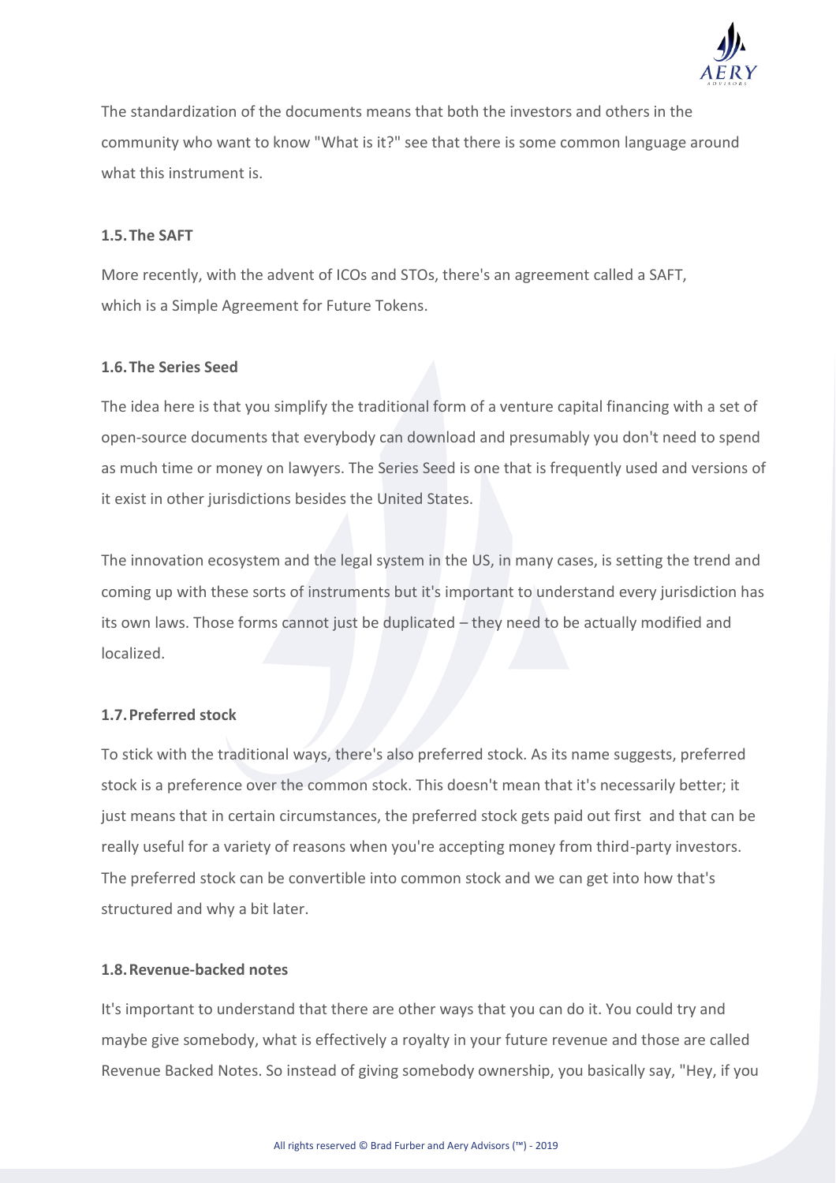The standardization of the documents means that both the investors and others in the community who want to know "What is it?" see that there is some common language around what this instrument is.

### 1.5. The SAFT

More recently, with the advent of ICOs and STOs, there's an agreement called a SAFT, which is a Simple Agreement for Future Tokens.

### 1.6. The Series Seed

The idea here is that you simplify the traditional form of a venture capital financing with a set of open-source documents that everybody can download and presumably you don't need to spend as much time or money on lawyers. The Series Seed is one that is frequently used and versions of it exist in other jurisdictions besides the United States.

The innovation ecosystem and the legal system in the US, in many cases, is setting the trend and coming up with these sorts of instruments but it's important to understand every jurisdiction has its own laws. Those forms cannot just be duplicated – they need to be actually modified and localized.

### 1.7. Preferred stock

To stick with the traditional ways, there's also preferred stock. As its name suggests, preferred stock is a preference over the common stock. This doesn't mean that it's necessarily better; it just means that in certain circumstances, the preferred stock gets paid out first and that can be really useful for a variety of reasons when you're accepting money from third-party investors. The preferred stock can be convertible into common stock and we can get into how that's structured and why a bit later.

### 1.8. Revenue-backed notes

It's important to understand that there are other ways that you can do it. You could try and maybe give somebody, what is effectively a royalty in your future revenue and those are called Revenue Backed Notes. So instead of giving somebody ownership, you basically say, "Hey, if you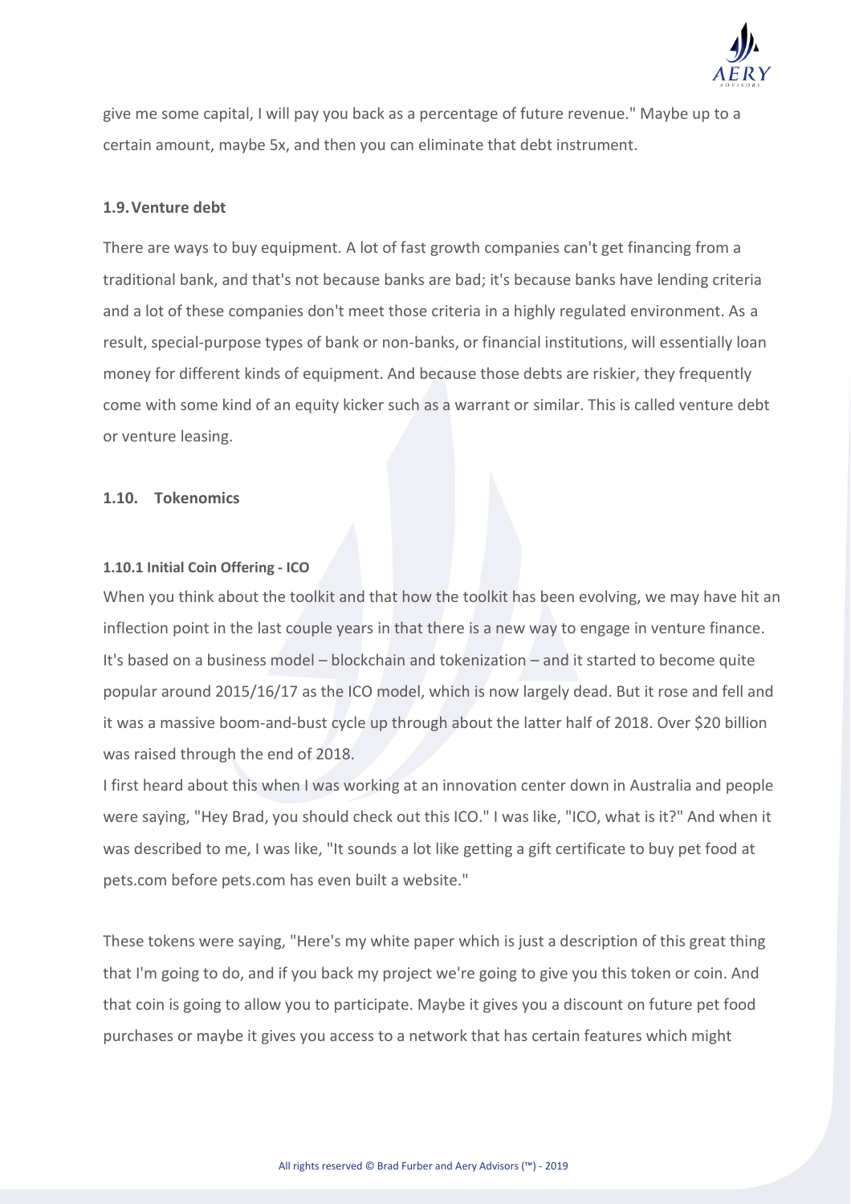give me some capital, I will pay you back as a percentage of future revenue." Maybe up to a certain amount, maybe 5x, and then you can eliminate that debt instrument.

### 1.9. Venture debt

There are ways to buy equipment. A lot of fast growth companies can't get financing from a traditional bank, and that's not because banks are bad; it's because banks have lending criteria and a lot of these companies don't meet those criteria in a highly regulated environment. As a result, special-purpose types of bank or non-banks, or financial institutions, will essentially loan money for different kinds of equipment. And because those debts are riskier, they frequently come with some kind of an equity kicker such as a warrant or similar. This is called venture debt or venture leasing.

### 1.10. Tokenomics

#### 1.10.1 Initial Coin Offering - ICO

When you think about the toolkit and that how the toolkit has been evolving, we may have hit an inflection point in the last couple years in that there is a new way to engage in venture finance. It's based on a business model – blockchain and tokenization – and it started to become quite popular around 2015/16/17 as the ICO model, which is now largely dead. But it rose and fell and it was a massive boom-and-bust cycle up through about the latter half of 2018. Over $20 billion was raised through the end of 2018.

I first heard about this when I was working at an innovation center down in Australia and people were saying, "Hey Brad, you should check out this ICO." I was like, "ICO, what is it?" And when it was described to me, I was like, "It sounds a lot like getting a gift certificate to buy pet food at pets.com before pets.com has even built a website."

These tokens were saying, "Here's my white paper which is just a description of this great thing that I'm going to do, and if you back my project we're going to give you this token or coin. And that coin is going to allow you to participate. Maybe it gives you a discount on future pet food purchases or maybe it gives you access to a network that has certain features which might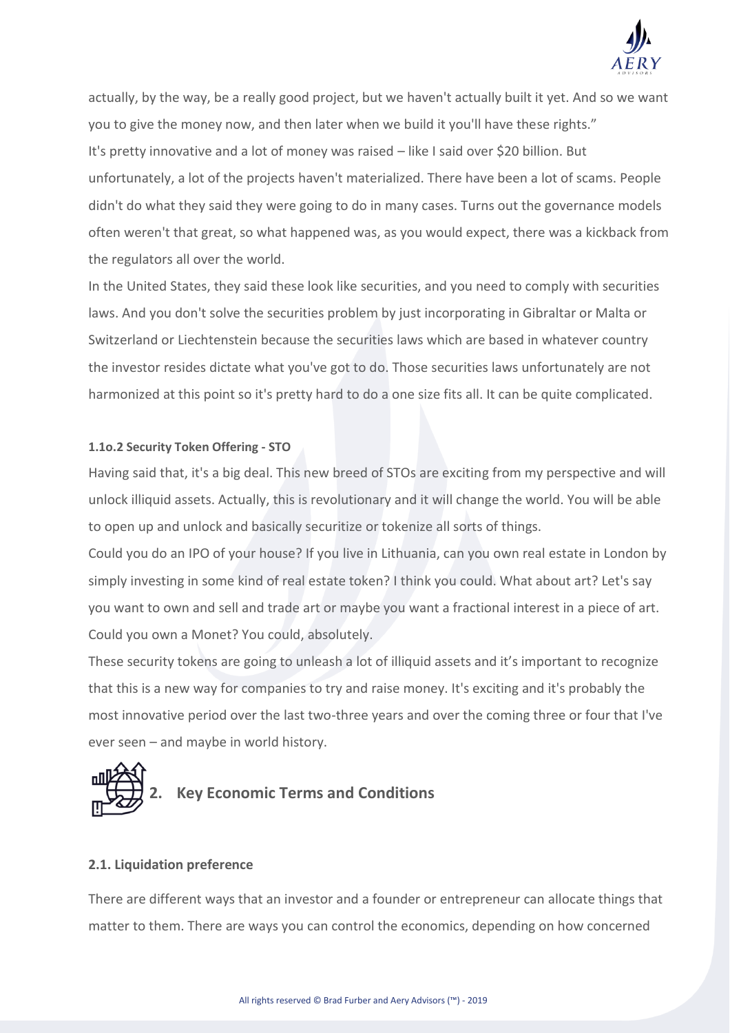actually, by the way, be a really good project, but we haven't actually built it yet. And so we want you to give the money now, and then later when we build it you'll have these rights."

It's pretty innovative and a lot of money was raised – like I said over $20 billion. But unfortunately, a lot of the projects haven't materialized. There have been a lot of scams. People didn't do what they said they were going to do in many cases. Turns out the governance models often weren't that great, so what happened was, as you would expect, there was a kickback from the regulators all over the world.

In the United States, they said these look like securities, and you need to comply with securities laws. And you don't solve the securities problem by just incorporating in Gibraltar or Malta or Switzerland or Liechtenstein because the securities laws which are based in whatever country the investor resides dictate what you've got to do. Those securities laws unfortunately are not harmonized at this point so it's pretty hard to do a one size fits all. It can be quite complicated.

#### 1.1o.2 Security Token Offering - STO

Having said that, it's a big deal. This new breed of STOs are exciting from my perspective and will unlock illiquid assets. Actually, this is revolutionary and it will change the world. You will be able to open up and unlock and basically securitize or tokenize all sorts of things.

Could you do an IPO of your house? If you live in Lithuania, can you own real estate in London by simply investing in some kind of real estate token? I think you could. What about art? Let's say you want to own and sell and trade art or maybe you want a fractional interest in a piece of art. Could you own a Monet? You could, absolutely.

These security tokens are going to unleash a lot of illiquid assets and it's important to recognize that this is a new way for companies to try and raise money. It's exciting and it's probably the most innovative period over the last two-three years and over the coming three or four that I've ever seen – and maybe in world history.

## 2. Key Economic Terms and Conditions

### 2.1. Liquidation preference

There are different ways that an investor and a founder or entrepreneur can allocate things that matter to them. There are ways you can control the economics, depending on how concerned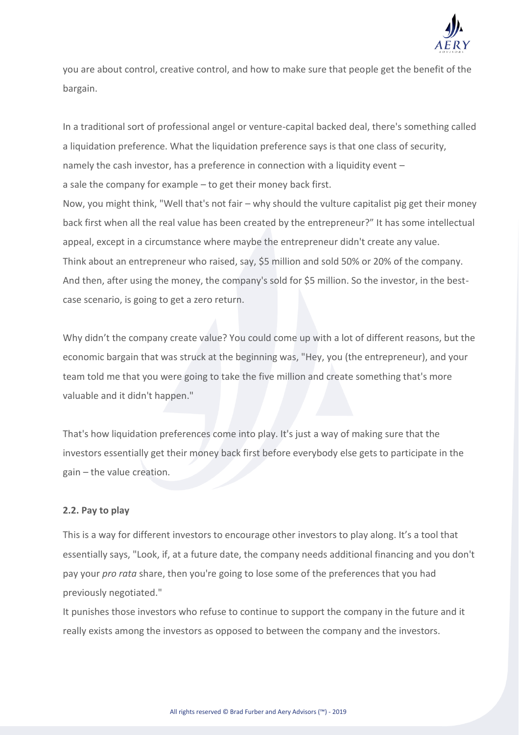you are about control, creative control, and how to make sure that people get the benefit of the bargain.

In a traditional sort of professional angel or venture-capital backed deal, there's something called a liquidation preference. What the liquidation preference says is that one class of security, namely the cash investor, has a preference in connection with a liquidity event – a sale the company for example – to get their money back first.

Now, you might think, "Well that's not fair – why should the vulture capitalist pig get their money back first when all the real value has been created by the entrepreneur?" It has some intellectual appeal, except in a circumstance where maybe the entrepreneur didn't create any value.

Think about an entrepreneur who raised, say, $5 million and sold 50% or 20% of the company. And then, after using the money, the company's sold for $5 million. So the investor, in the best-case scenario, is going to get a zero return.

Why didn't the company create value? You could come up with a lot of different reasons, but the economic bargain that was struck at the beginning was, "Hey, you (the entrepreneur), and your team told me that you were going to take the five million and create something that's more valuable and it didn't happen."

That's how liquidation preferences come into play. It's just a way of making sure that the investors essentially get their money back first before everybody else gets to participate in the gain – the value creation.

### 2.2. Pay to play

This is a way for different investors to encourage other investors to play along. It's a tool that essentially says, "Look, if, at a future date, the company needs additional financing and you don't pay your *pro rata* share, then you're going to lose some of the preferences that you had previously negotiated."

It punishes those investors who refuse to continue to support the company in the future and it really exists among the investors as opposed to between the company and the investors.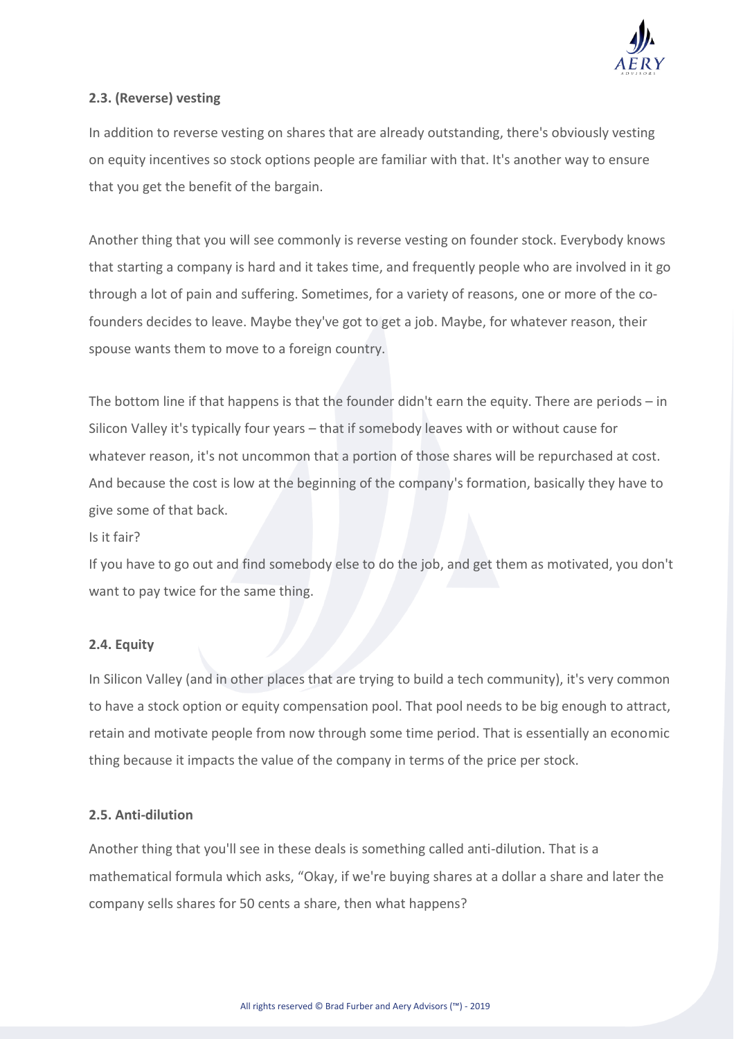### 2.3. (Reverse) vesting

In addition to reverse vesting on shares that are already outstanding, there's obviously vesting on equity incentives so stock options people are familiar with that. It's another way to ensure that you get the benefit of the bargain.

Another thing that you will see commonly is reverse vesting on founder stock. Everybody knows that starting a company is hard and it takes time, and frequently people who are involved in it go through a lot of pain and suffering. Sometimes, for a variety of reasons, one or more of the co-founders decides to leave. Maybe they've got to get a job. Maybe, for whatever reason, their spouse wants them to move to a foreign country.

The bottom line if that happens is that the founder didn't earn the equity. There are periods – in Silicon Valley it's typically four years – that if somebody leaves with or without cause for whatever reason, it's not uncommon that a portion of those shares will be repurchased at cost. And because the cost is low at the beginning of the company's formation, basically they have to give some of that back.

Is it fair?

If you have to go out and find somebody else to do the job, and get them as motivated, you don't want to pay twice for the same thing.

### 2.4. Equity

In Silicon Valley (and in other places that are trying to build a tech community), it's very common to have a stock option or equity compensation pool. That pool needs to be big enough to attract, retain and motivate people from now through some time period. That is essentially an economic thing because it impacts the value of the company in terms of the price per stock.

### 2.5. Anti-dilution

Another thing that you'll see in these deals is something called anti-dilution. That is a mathematical formula which asks, "Okay, if we're buying shares at a dollar a share and later the company sells shares for 50 cents a share, then what happens?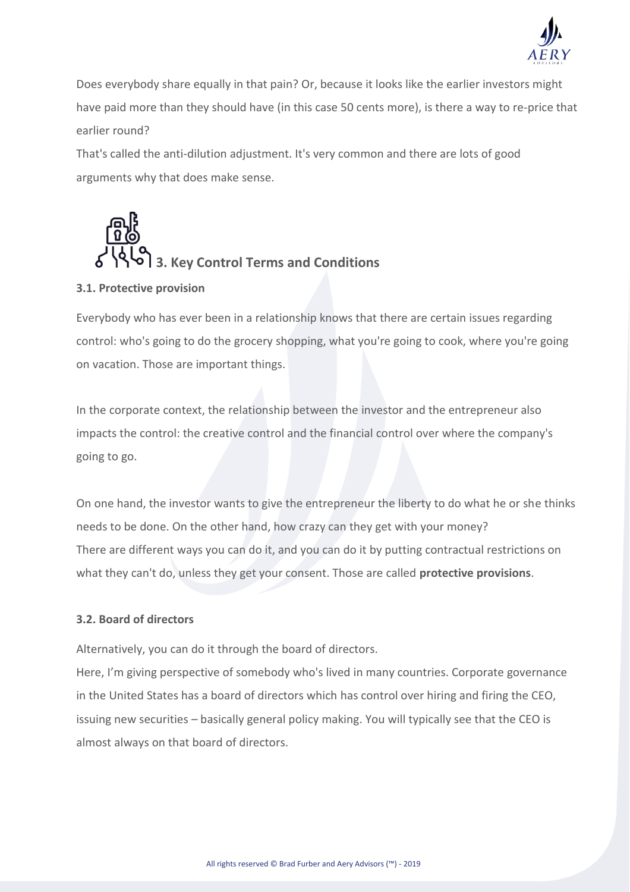Does everybody share equally in that pain? Or, because it looks like the earlier investors might have paid more than they should have (in this case 50 cents more), is there a way to re-price that earlier round?

That's called the anti-dilution adjustment. It's very common and there are lots of good arguments why that does make sense.

## 3. Key Control Terms and Conditions

### 3.1. Protective provision

Everybody who has ever been in a relationship knows that there are certain issues regarding control: who's going to do the grocery shopping, what you're going to cook, where you're going on vacation. Those are important things.

In the corporate context, the relationship between the investor and the entrepreneur also impacts the control: the creative control and the financial control over where the company's going to go.

On one hand, the investor wants to give the entrepreneur the liberty to do what he or she thinks needs to be done. On the other hand, how crazy can they get with your money?

There are different ways you can do it, and you can do it by putting contractual restrictions on what they can't do, unless they get your consent. Those are called **protective provisions**.

### 3.2. Board of directors

Alternatively, you can do it through the board of directors.

Here, I'm giving perspective of somebody who's lived in many countries. Corporate governance in the United States has a board of directors which has control over hiring and firing the CEO, issuing new securities – basically general policy making. You will typically see that the CEO is almost always on that board of directors.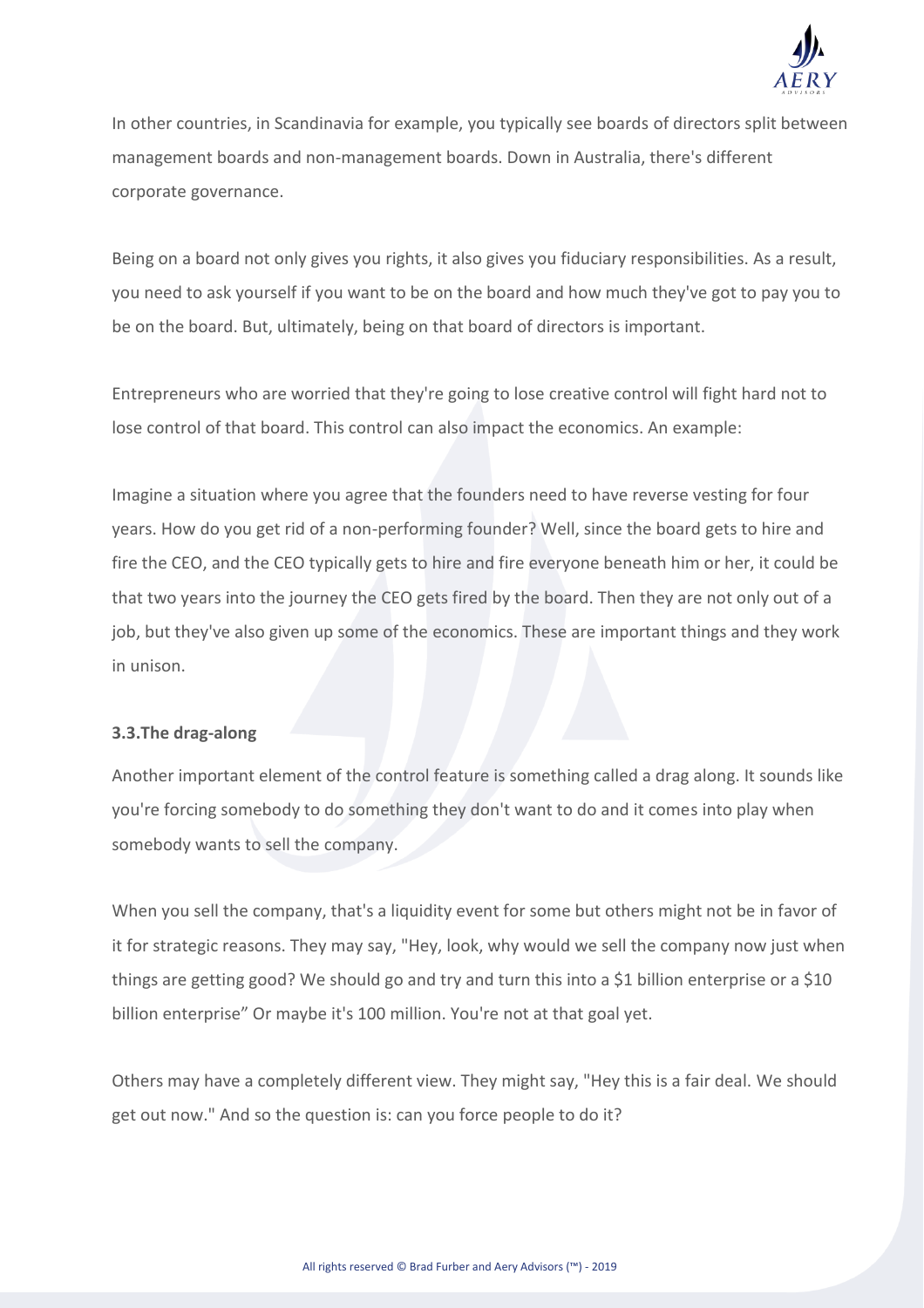In other countries, in Scandinavia for example, you typically see boards of directors split between management boards and non-management boards. Down in Australia, there's different corporate governance.

Being on a board not only gives you rights, it also gives you fiduciary responsibilities. As a result, you need to ask yourself if you want to be on the board and how much they've got to pay you to be on the board. But, ultimately, being on that board of directors is important.

Entrepreneurs who are worried that they're going to lose creative control will fight hard not to lose control of that board. This control can also impact the economics. An example:

Imagine a situation where you agree that the founders need to have reverse vesting for four years. How do you get rid of a non-performing founder? Well, since the board gets to hire and fire the CEO, and the CEO typically gets to hire and fire everyone beneath him or her, it could be that two years into the journey the CEO gets fired by the board. Then they are not only out of a job, but they've also given up some of the economics. These are important things and they work in unison.

### 3.3.The drag-along

Another important element of the control feature is something called a drag along. It sounds like you're forcing somebody to do something they don't want to do and it comes into play when somebody wants to sell the company.

When you sell the company, that's a liquidity event for some but others might not be in favor of it for strategic reasons. They may say, "Hey, look, why would we sell the company now just when things are getting good? We should go and try and turn this into a $1 billion enterprise or a $10 billion enterprise" Or maybe it's 100 million. You're not at that goal yet.

Others may have a completely different view. They might say, "Hey this is a fair deal. We should get out now." And so the question is: can you force people to do it?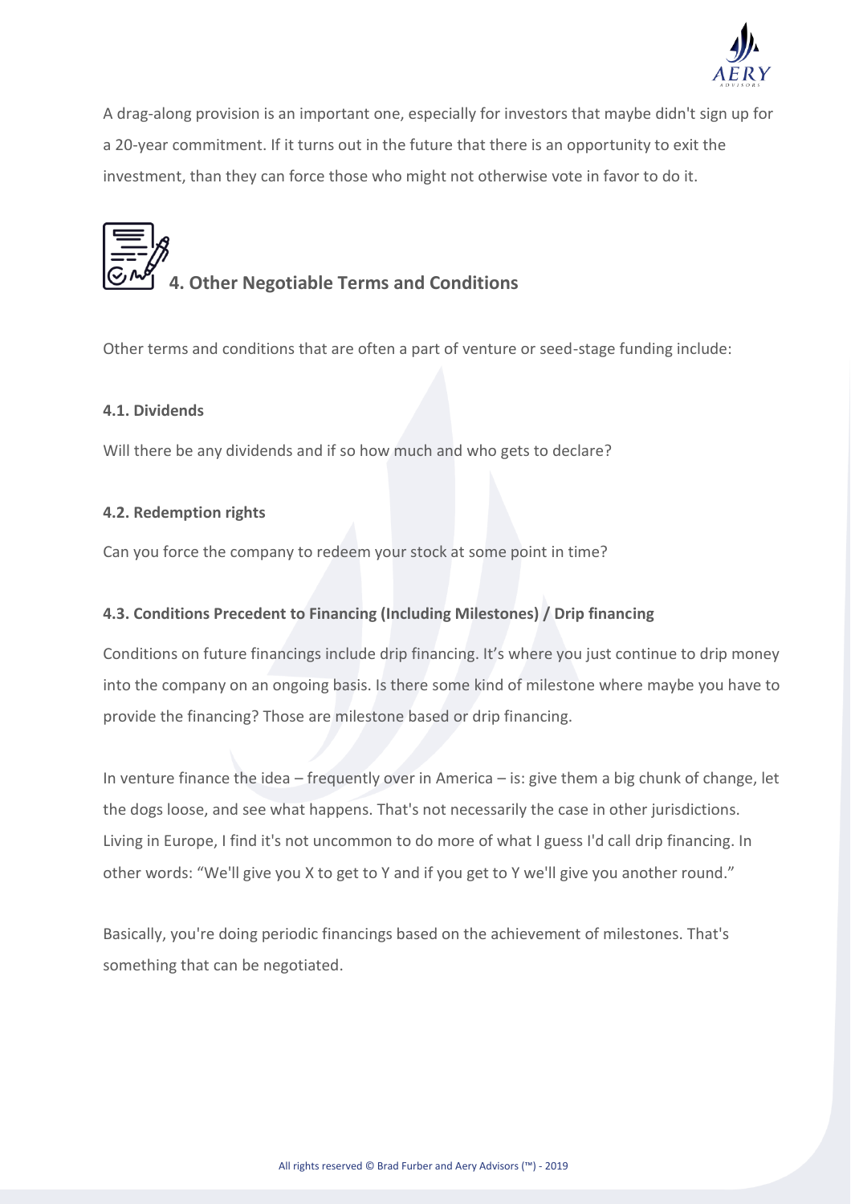A drag-along provision is an important one, especially for investors that maybe didn't sign up for a 20-year commitment. If it turns out in the future that there is an opportunity to exit the investment, than they can force those who might not otherwise vote in favor to do it.

## 4. Other Negotiable Terms and Conditions

Other terms and conditions that are often a part of venture or seed-stage funding include:

### 4.1. Dividends

Will there be any dividends and if so how much and who gets to declare?

### 4.2. Redemption rights

Can you force the company to redeem your stock at some point in time?

### 4.3. Conditions Precedent to Financing (Including Milestones) / Drip financing

Conditions on future financings include drip financing. It's where you just continue to drip money into the company on an ongoing basis. Is there some kind of milestone where maybe you have to provide the financing? Those are milestone based or drip financing.

In venture finance the idea – frequently over in America – is: give them a big chunk of change, let the dogs loose, and see what happens. That's not necessarily the case in other jurisdictions. Living in Europe, I find it's not uncommon to do more of what I guess I'd call drip financing. In other words: "We'll give you X to get to Y and if you get to Y we'll give you another round."

Basically, you're doing periodic financings based on the achievement of milestones. That's something that can be negotiated.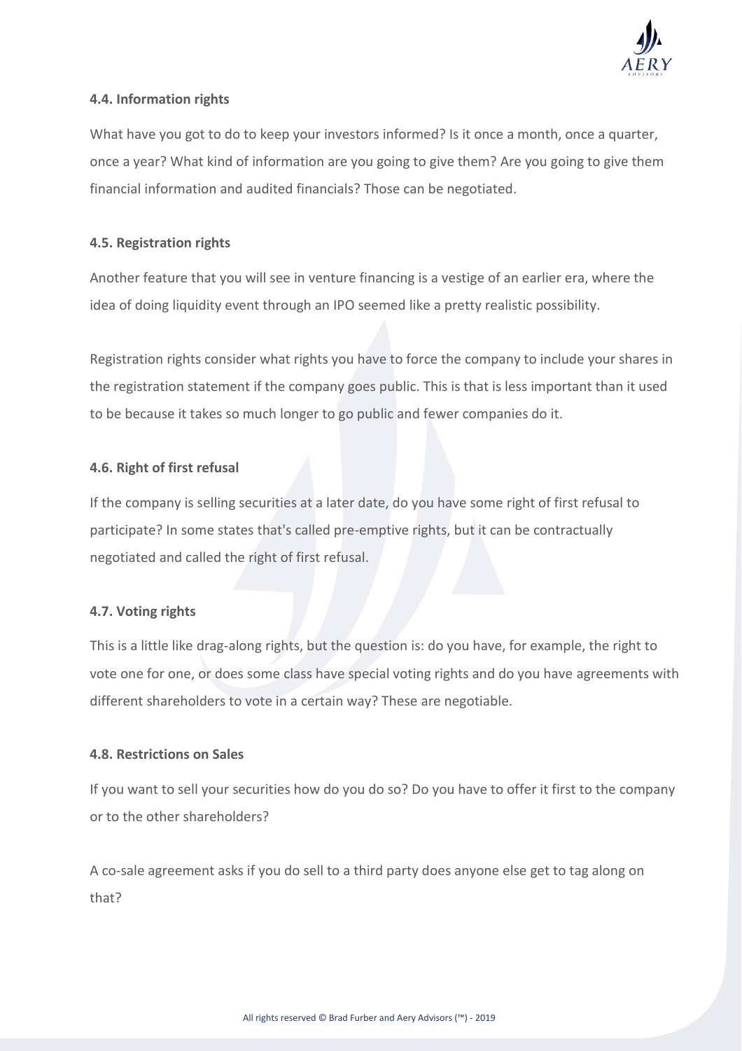#### 4.4. Information rights

What have you got to do to keep your investors informed? Is it once a month, once a quarter, once a year? What kind of information are you going to give them? Are you going to give them financial information and audited financials? Those can be negotiated.

#### 4.5. Registration rights

Another feature that you will see in venture financing is a vestige of an earlier era, where the idea of doing liquidity event through an IPO seemed like a pretty realistic possibility.

Registration rights consider what rights you have to force the company to include your shares in the registration statement if the company goes public. This is that is less important than it used to be because it takes so much longer to go public and fewer companies do it.

#### 4.6. Right of first refusal

If the company is selling securities at a later date, do you have some right of first refusal to participate? In some states that's called pre-emptive rights, but it can be contractually negotiated and called the right of first refusal.

#### 4.7. Voting rights

This is a little like drag-along rights, but the question is: do you have, for example, the right to vote one for one, or does some class have special voting rights and do you have agreements with different shareholders to vote in a certain way? These are negotiable.

#### 4.8. Restrictions on Sales

If you want to sell your securities how do you do so? Do you have to offer it first to the company or to the other shareholders?

A co-sale agreement asks if you do sell to a third party does anyone else get to tag along on that?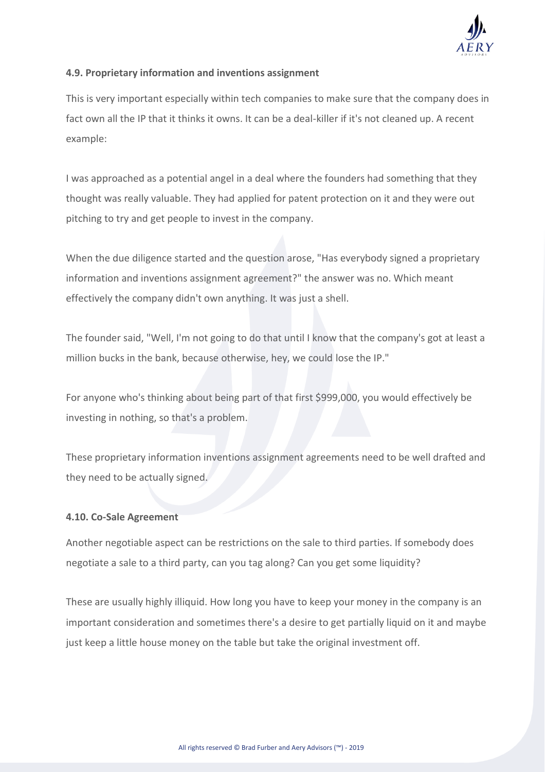#### 4.9. Proprietary information and inventions assignment

This is very important especially within tech companies to make sure that the company does in fact own all the IP that it thinks it owns. It can be a deal-killer if it's not cleaned up. A recent example:

I was approached as a potential angel in a deal where the founders had something that they thought was really valuable. They had applied for patent protection on it and they were out pitching to try and get people to invest in the company.

When the due diligence started and the question arose, "Has everybody signed a proprietary information and inventions assignment agreement?" the answer was no. Which meant effectively the company didn't own anything. It was just a shell.

The founder said, "Well, I'm not going to do that until I know that the company's got at least a million bucks in the bank, because otherwise, hey, we could lose the IP."

For anyone who's thinking about being part of that first $999,000, you would effectively be investing in nothing, so that's a problem.

These proprietary information inventions assignment agreements need to be well drafted and they need to be actually signed.

#### 4.10. Co-Sale Agreement

Another negotiable aspect can be restrictions on the sale to third parties. If somebody does negotiate a sale to a third party, can you tag along? Can you get some liquidity?

These are usually highly illiquid. How long you have to keep your money in the company is an important consideration and sometimes there's a desire to get partially liquid on it and maybe just keep a little house money on the table but take the original investment off.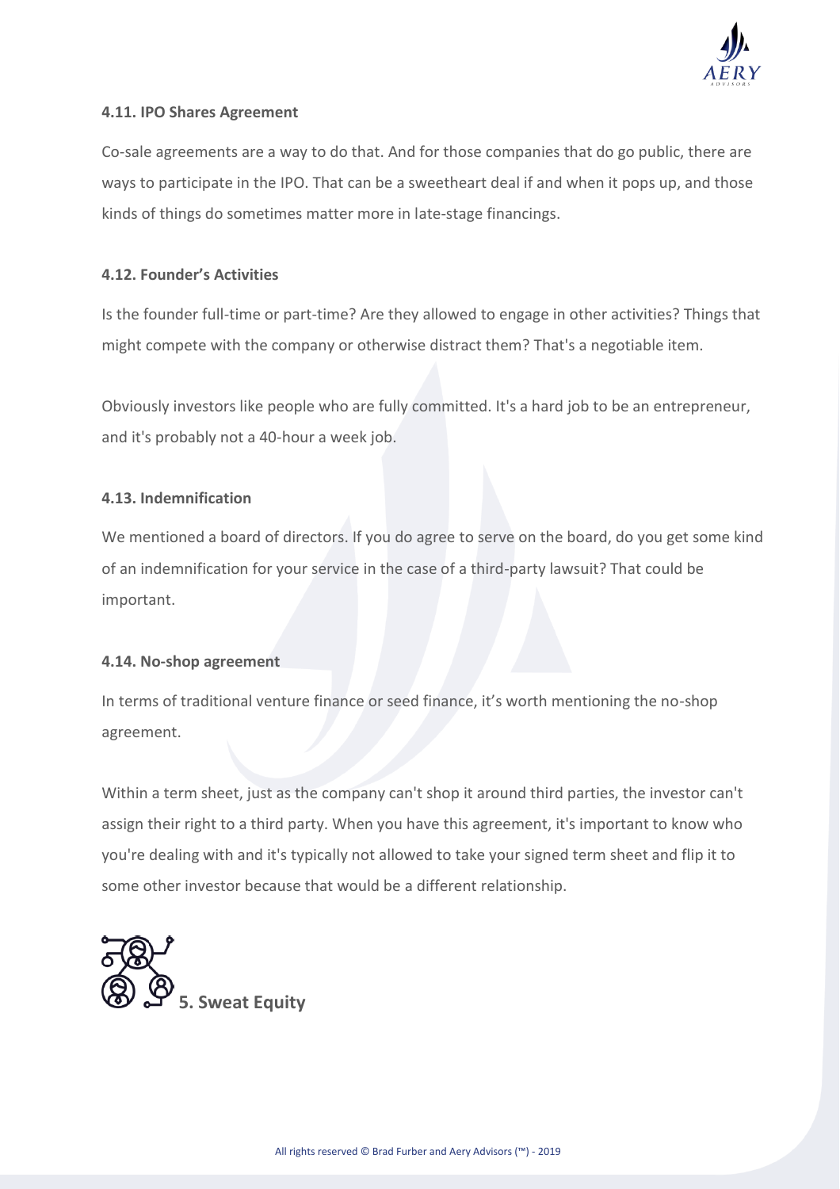### 4.11. IPO Shares Agreement

Co-sale agreements are a way to do that. And for those companies that do go public, there are ways to participate in the IPO. That can be a sweetheart deal if and when it pops up, and those kinds of things do sometimes matter more in late-stage financings.

### 4.12. Founder's Activities

Is the founder full-time or part-time? Are they allowed to engage in other activities? Things that might compete with the company or otherwise distract them? That's a negotiable item.

Obviously investors like people who are fully committed. It's a hard job to be an entrepreneur, and it's probably not a 40-hour a week job.

### 4.13. Indemnification

We mentioned a board of directors. If you do agree to serve on the board, do you get some kind of an indemnification for your service in the case of a third-party lawsuit? That could be important.

### 4.14. No-shop agreement

In terms of traditional venture finance or seed finance, it's worth mentioning the no-shop agreement.

Within a term sheet, just as the company can't shop it around third parties, the investor can't assign their right to a third party. When you have this agreement, it's important to know who you're dealing with and it's typically not allowed to take your signed term sheet and flip it to some other investor because that would be a different relationship.

## 5. Sweat Equity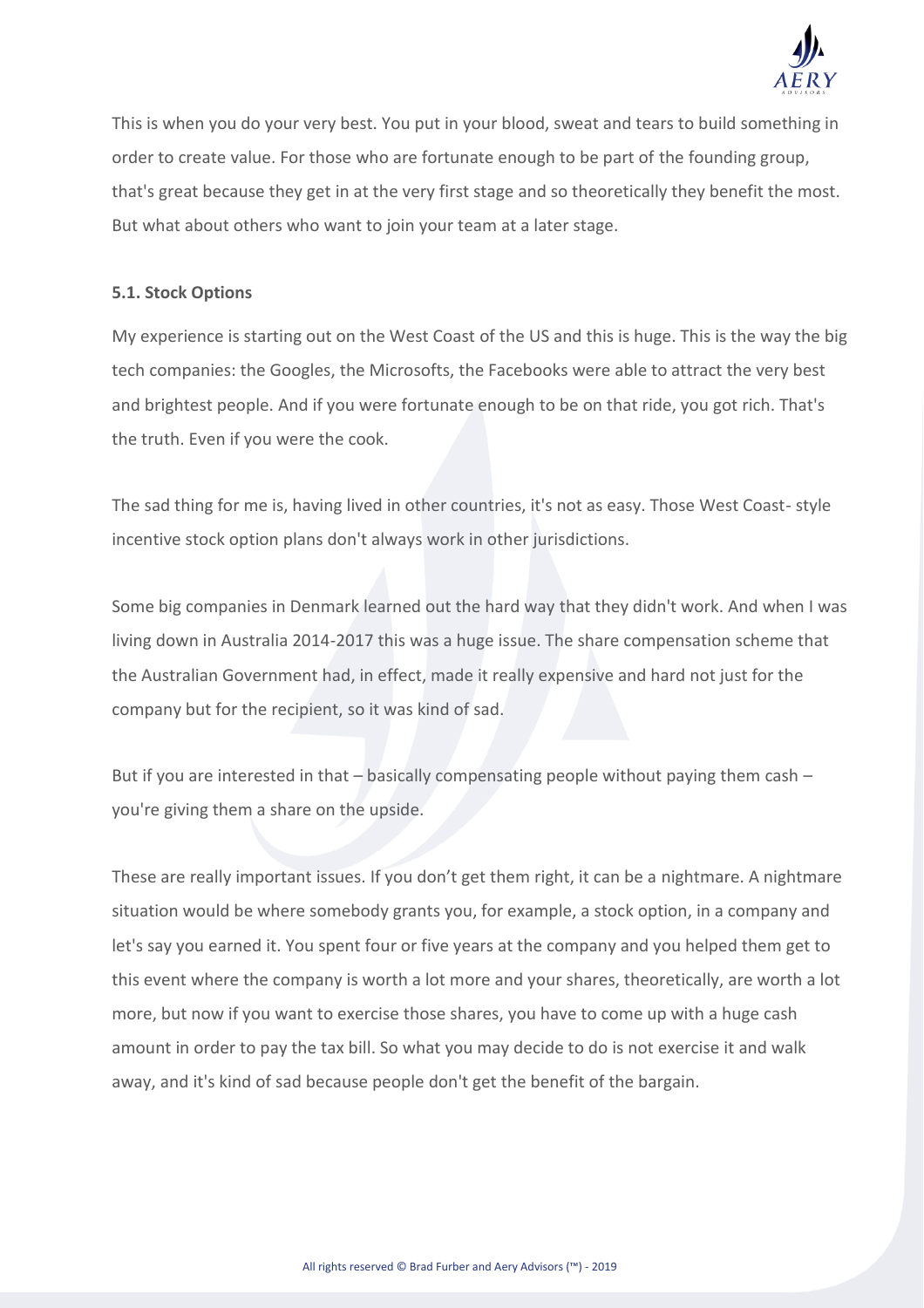This is when you do your very best. You put in your blood, sweat and tears to build something in order to create value. For those who are fortunate enough to be part of the founding group, that's great because they get in at the very first stage and so theoretically they benefit the most. But what about others who want to join your team at a later stage.

### 5.1. Stock Options

My experience is starting out on the West Coast of the US and this is huge. This is the way the big tech companies: the Googles, the Microsofts, the Facebooks were able to attract the very best and brightest people. And if you were fortunate enough to be on that ride, you got rich. That's the truth. Even if you were the cook.

The sad thing for me is, having lived in other countries, it's not as easy. Those West Coast- style incentive stock option plans don't always work in other jurisdictions.

Some big companies in Denmark learned out the hard way that they didn't work. And when I was living down in Australia 2014-2017 this was a huge issue. The share compensation scheme that the Australian Government had, in effect, made it really expensive and hard not just for the company but for the recipient, so it was kind of sad.

But if you are interested in that – basically compensating people without paying them cash – you're giving them a share on the upside.

These are really important issues. If you don't get them right, it can be a nightmare. A nightmare situation would be where somebody grants you, for example, a stock option, in a company and let's say you earned it. You spent four or five years at the company and you helped them get to this event where the company is worth a lot more and your shares, theoretically, are worth a lot more, but now if you want to exercise those shares, you have to come up with a huge cash amount in order to pay the tax bill. So what you may decide to do is not exercise it and walk away, and it's kind of sad because people don't get the benefit of the bargain.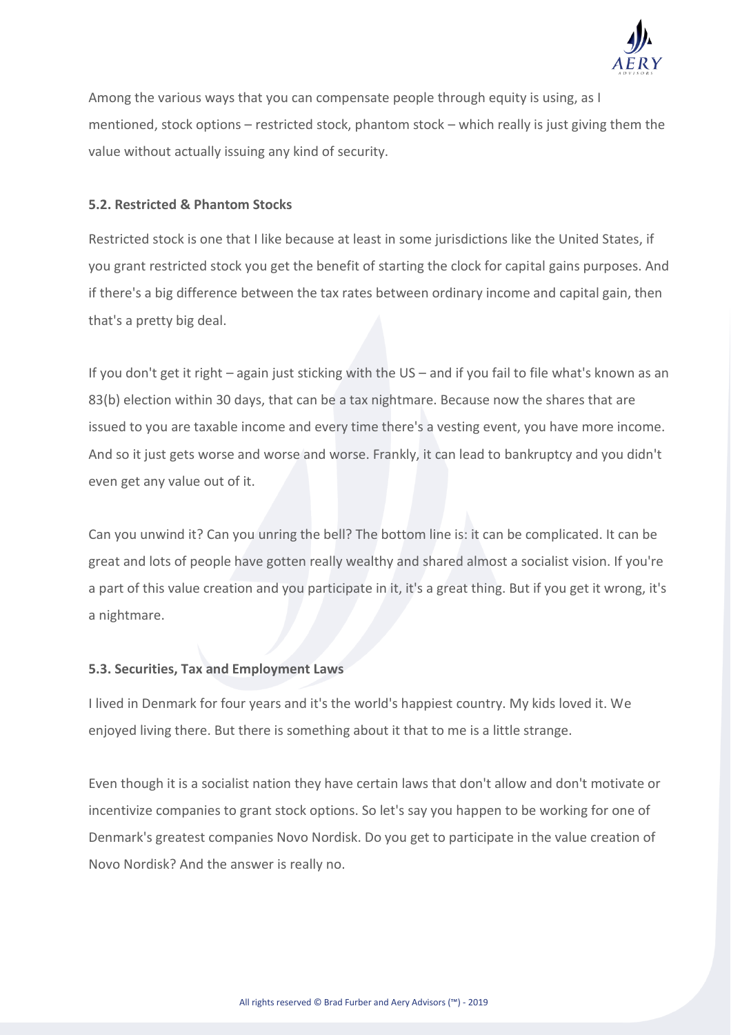Among the various ways that you can compensate people through equity is using, as I mentioned, stock options – restricted stock, phantom stock – which really is just giving them the value without actually issuing any kind of security.

### 5.2. Restricted & Phantom Stocks

Restricted stock is one that I like because at least in some jurisdictions like the United States, if you grant restricted stock you get the benefit of starting the clock for capital gains purposes. And if there's a big difference between the tax rates between ordinary income and capital gain, then that's a pretty big deal.

If you don't get it right – again just sticking with the US – and if you fail to file what's known as an 83(b) election within 30 days, that can be a tax nightmare. Because now the shares that are issued to you are taxable income and every time there's a vesting event, you have more income. And so it just gets worse and worse and worse. Frankly, it can lead to bankruptcy and you didn't even get any value out of it.

Can you unwind it? Can you unring the bell? The bottom line is: it can be complicated. It can be great and lots of people have gotten really wealthy and shared almost a socialist vision. If you're a part of this value creation and you participate in it, it's a great thing. But if you get it wrong, it's a nightmare.

### 5.3. Securities, Tax and Employment Laws

I lived in Denmark for four years and it's the world's happiest country. My kids loved it. We enjoyed living there. But there is something about it that to me is a little strange.

Even though it is a socialist nation they have certain laws that don't allow and don't motivate or incentivize companies to grant stock options. So let's say you happen to be working for one of Denmark's greatest companies Novo Nordisk. Do you get to participate in the value creation of Novo Nordisk? And the answer is really no.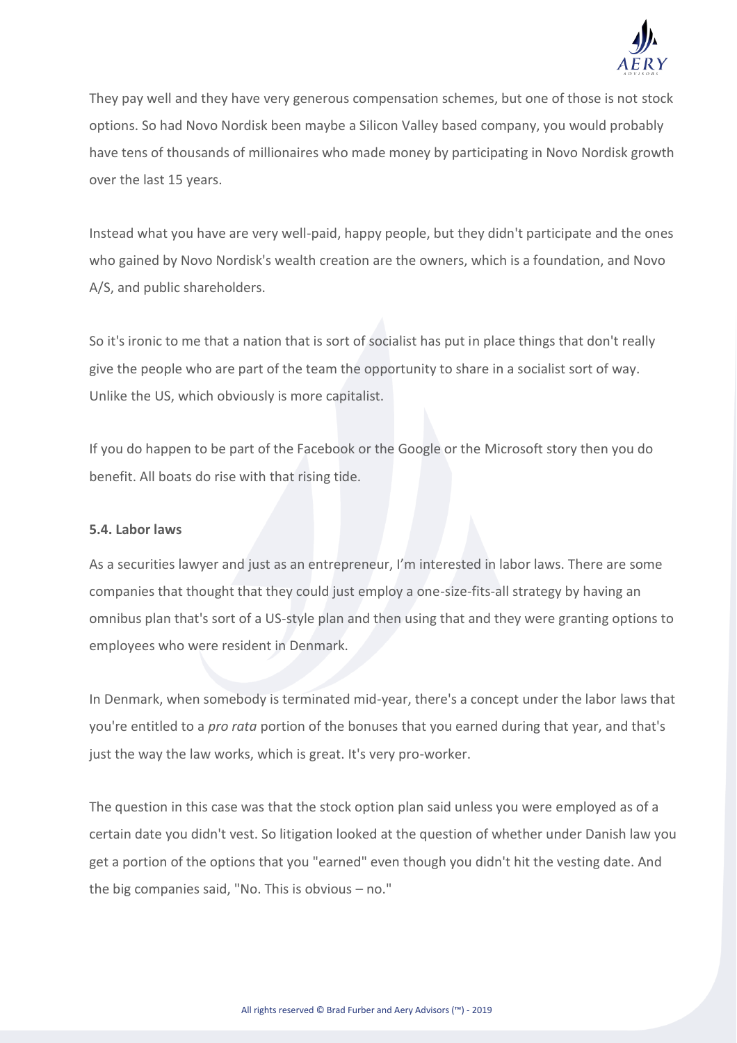They pay well and they have very generous compensation schemes, but one of those is not stock options. So had Novo Nordisk been maybe a Silicon Valley based company, you would probably have tens of thousands of millionaires who made money by participating in Novo Nordisk growth over the last 15 years.

Instead what you have are very well-paid, happy people, but they didn't participate and the ones who gained by Novo Nordisk's wealth creation are the owners, which is a foundation, and Novo A/S, and public shareholders.

So it's ironic to me that a nation that is sort of socialist has put in place things that don't really give the people who are part of the team the opportunity to share in a socialist sort of way. Unlike the US, which obviously is more capitalist.

If you do happen to be part of the Facebook or the Google or the Microsoft story then you do benefit. All boats do rise with that rising tide.

### 5.4. Labor laws

As a securities lawyer and just as an entrepreneur, I'm interested in labor laws. There are some companies that thought that they could just employ a one-size-fits-all strategy by having an omnibus plan that's sort of a US-style plan and then using that and they were granting options to employees who were resident in Denmark.

In Denmark, when somebody is terminated mid-year, there's a concept under the labor laws that you're entitled to a *pro rata* portion of the bonuses that you earned during that year, and that's just the way the law works, which is great. It's very pro-worker.

The question in this case was that the stock option plan said unless you were employed as of a certain date you didn't vest. So litigation looked at the question of whether under Danish law you get a portion of the options that you "earned" even though you didn't hit the vesting date. And the big companies said, "No. This is obvious – no."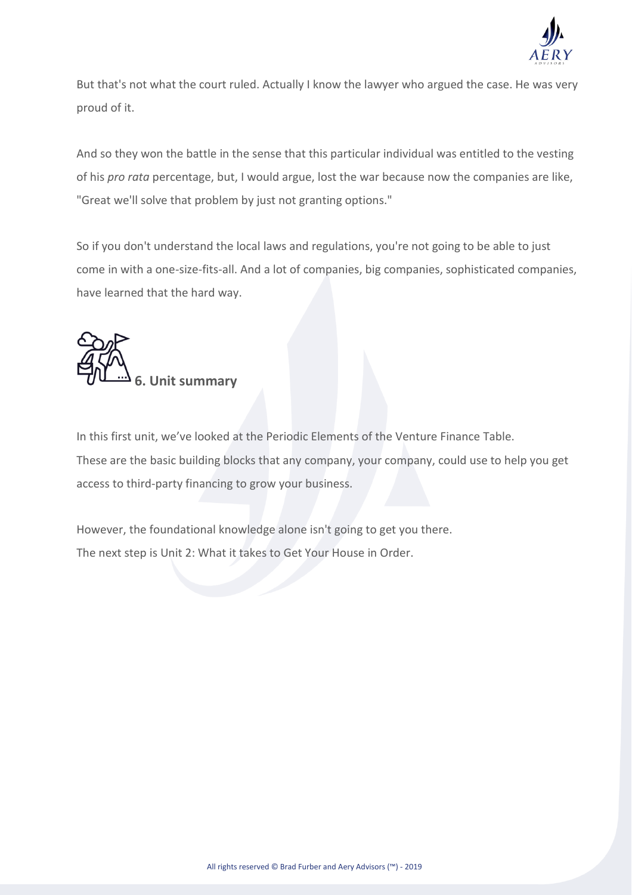But that's not what the court ruled. Actually I know the lawyer who argued the case. He was very proud of it.

And so they won the battle in the sense that this particular individual was entitled to the vesting of his *pro rata* percentage, but, I would argue, lost the war because now the companies are like, "Great we'll solve that problem by just not granting options."

So if you don't understand the local laws and regulations, you're not going to be able to just come in with a one-size-fits-all. And a lot of companies, big companies, sophisticated companies, have learned that the hard way.

## 6. Unit summary

In this first unit, we've looked at the Periodic Elements of the Venture Finance Table. These are the basic building blocks that any company, your company, could use to help you get access to third-party financing to grow your business.

However, the foundational knowledge alone isn't going to get you there. The next step is Unit 2: What it takes to Get Your House in Order.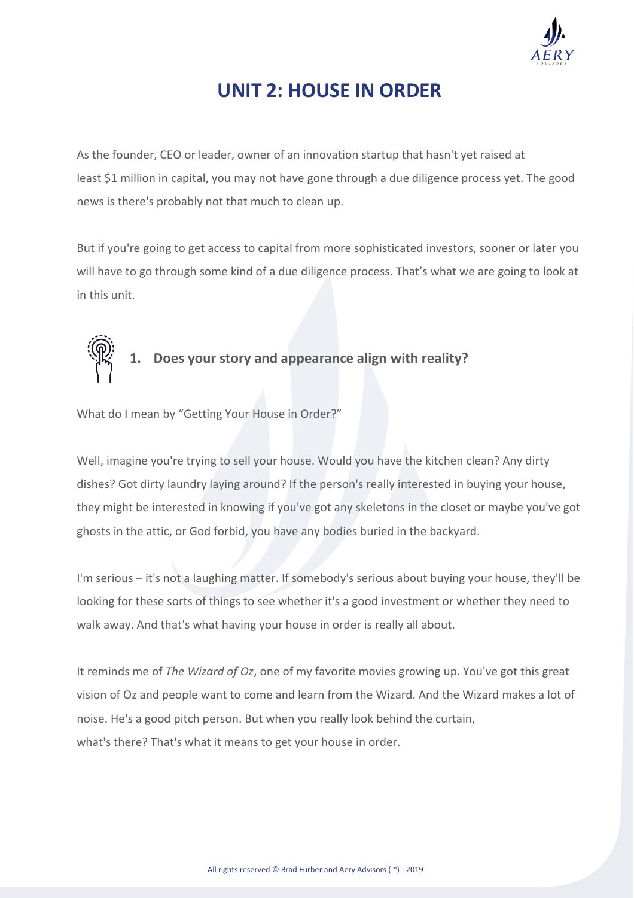# UNIT 2: HOUSE IN ORDER

As the founder, CEO or leader, owner of an innovation startup that hasn't yet raised at least $1 million in capital, you may not have gone through a due diligence process yet. The good news is there's probably not that much to clean up.

But if you're going to get access to capital from more sophisticated investors, sooner or later you will have to go through some kind of a due diligence process. That's what we are going to look at in this unit.

## 1. Does your story and appearance align with reality?

What do I mean by "Getting Your House in Order?"

Well, imagine you're trying to sell your house. Would you have the kitchen clean? Any dirty dishes? Got dirty laundry laying around? If the person's really interested in buying your house, they might be interested in knowing if you've got any skeletons in the closet or maybe you've got ghosts in the attic, or God forbid, you have any bodies buried in the backyard.

I'm serious – it's not a laughing matter. If somebody's serious about buying your house, they'll be looking for these sorts of things to see whether it's a good investment or whether they need to walk away. And that's what having your house in order is really all about.

It reminds me of *The Wizard of Oz*, one of my favorite movies growing up. You've got this great vision of Oz and people want to come and learn from the Wizard. And the Wizard makes a lot of noise. He's a good pitch person. But when you really look behind the curtain, what's there? That's what it means to get your house in order.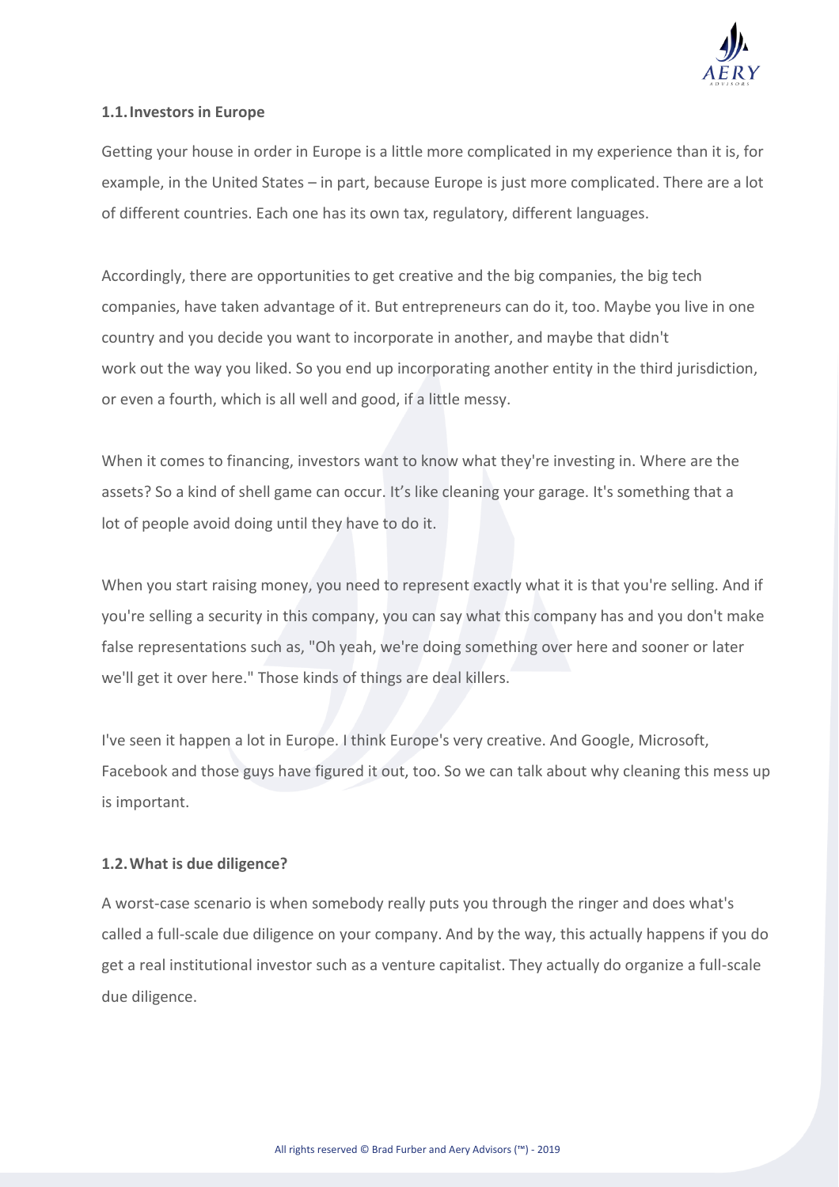### 1.1. Investors in Europe

Getting your house in order in Europe is a little more complicated in my experience than it is, for example, in the United States – in part, because Europe is just more complicated. There are a lot of different countries. Each one has its own tax, regulatory, different languages.

Accordingly, there are opportunities to get creative and the big companies, the big tech companies, have taken advantage of it. But entrepreneurs can do it, too. Maybe you live in one country and you decide you want to incorporate in another, and maybe that didn't work out the way you liked. So you end up incorporating another entity in the third jurisdiction, or even a fourth, which is all well and good, if a little messy.

When it comes to financing, investors want to know what they're investing in. Where are the assets? So a kind of shell game can occur. It's like cleaning your garage. It's something that a lot of people avoid doing until they have to do it.

When you start raising money, you need to represent exactly what it is that you're selling. And if you're selling a security in this company, you can say what this company has and you don't make false representations such as, "Oh yeah, we're doing something over here and sooner or later we'll get it over here." Those kinds of things are deal killers.

I've seen it happen a lot in Europe. I think Europe's very creative. And Google, Microsoft, Facebook and those guys have figured it out, too. So we can talk about why cleaning this mess up is important.

### 1.2. What is due diligence?

A worst-case scenario is when somebody really puts you through the ringer and does what's called a full-scale due diligence on your company. And by the way, this actually happens if you do get a real institutional investor such as a venture capitalist. They actually do organize a full-scale due diligence.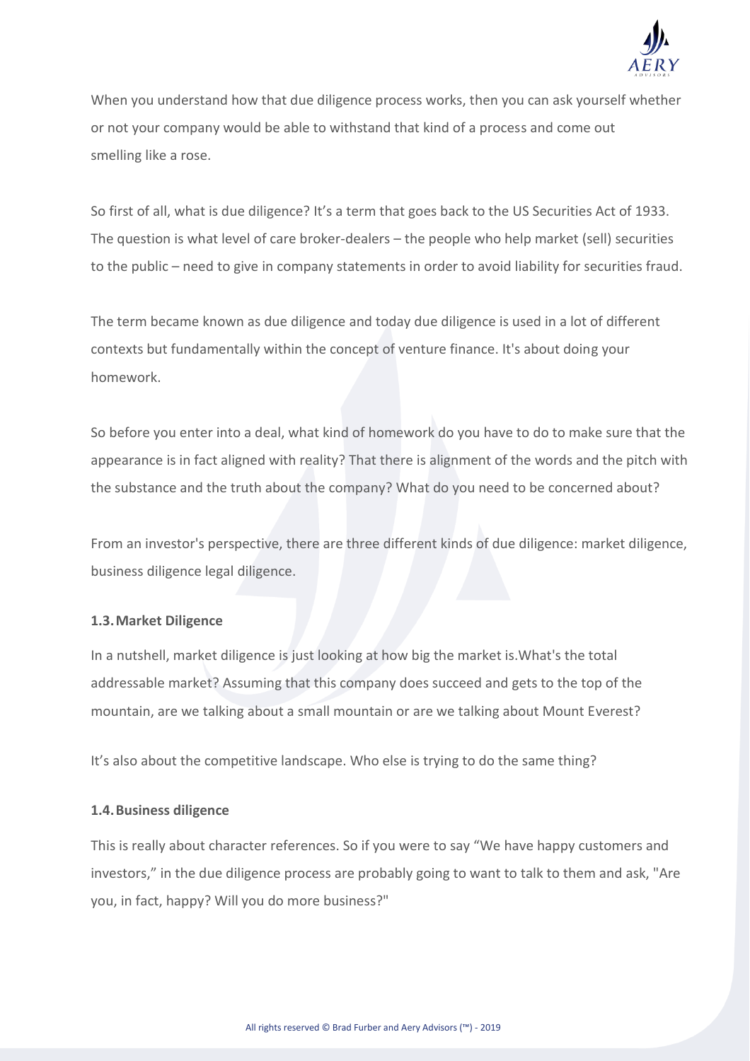When you understand how that due diligence process works, then you can ask yourself whether or not your company would be able to withstand that kind of a process and come out smelling like a rose.

So first of all, what is due diligence? It’s a term that goes back to the US Securities Act of 1933. The question is what level of care broker-dealers – the people who help market (sell) securities to the public – need to give in company statements in order to avoid liability for securities fraud.

The term became known as due diligence and today due diligence is used in a lot of different contexts but fundamentally within the concept of venture finance. It's about doing your homework.

So before you enter into a deal, what kind of homework do you have to do to make sure that the appearance is in fact aligned with reality? That there is alignment of the words and the pitch with the substance and the truth about the company? What do you need to be concerned about?

From an investor's perspective, there are three different kinds of due diligence: market diligence, business diligence legal diligence.

### 1.3. Market Diligence

In a nutshell, market diligence is just looking at how big the market is.What's the total addressable market? Assuming that this company does succeed and gets to the top of the mountain, are we talking about a small mountain or are we talking about Mount Everest?

It’s also about the competitive landscape. Who else is trying to do the same thing?

### 1.4. Business diligence

This is really about character references. So if you were to say “We have happy customers and investors,” in the due diligence process are probably going to want to talk to them and ask, "Are you, in fact, happy? Will you do more business?"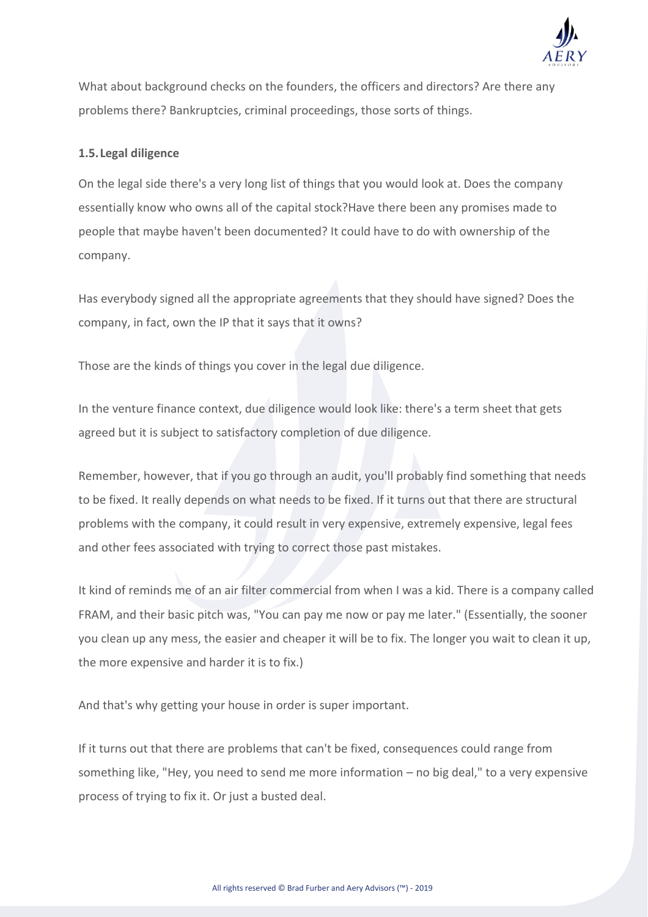What about background checks on the founders, the officers and directors? Are there any problems there? Bankruptcies, criminal proceedings, those sorts of things.

### 1.5. Legal diligence

On the legal side there's a very long list of things that you would look at. Does the company essentially know who owns all of the capital stock?Have there been any promises made to people that maybe haven't been documented? It could have to do with ownership of the company.

Has everybody signed all the appropriate agreements that they should have signed? Does the company, in fact, own the IP that it says that it owns?

Those are the kinds of things you cover in the legal due diligence.

In the venture finance context, due diligence would look like: there's a term sheet that gets agreed but it is subject to satisfactory completion of due diligence.

Remember, however, that if you go through an audit, you'll probably find something that needs to be fixed. It really depends on what needs to be fixed. If it turns out that there are structural problems with the company, it could result in very expensive, extremely expensive, legal fees and other fees associated with trying to correct those past mistakes.

It kind of reminds me of an air filter commercial from when I was a kid. There is a company called FRAM, and their basic pitch was, "You can pay me now or pay me later." (Essentially, the sooner you clean up any mess, the easier and cheaper it will be to fix. The longer you wait to clean it up, the more expensive and harder it is to fix.)

And that's why getting your house in order is super important.

If it turns out that there are problems that can't be fixed, consequences could range from something like, "Hey, you need to send me more information – no big deal," to a very expensive process of trying to fix it. Or just a busted deal.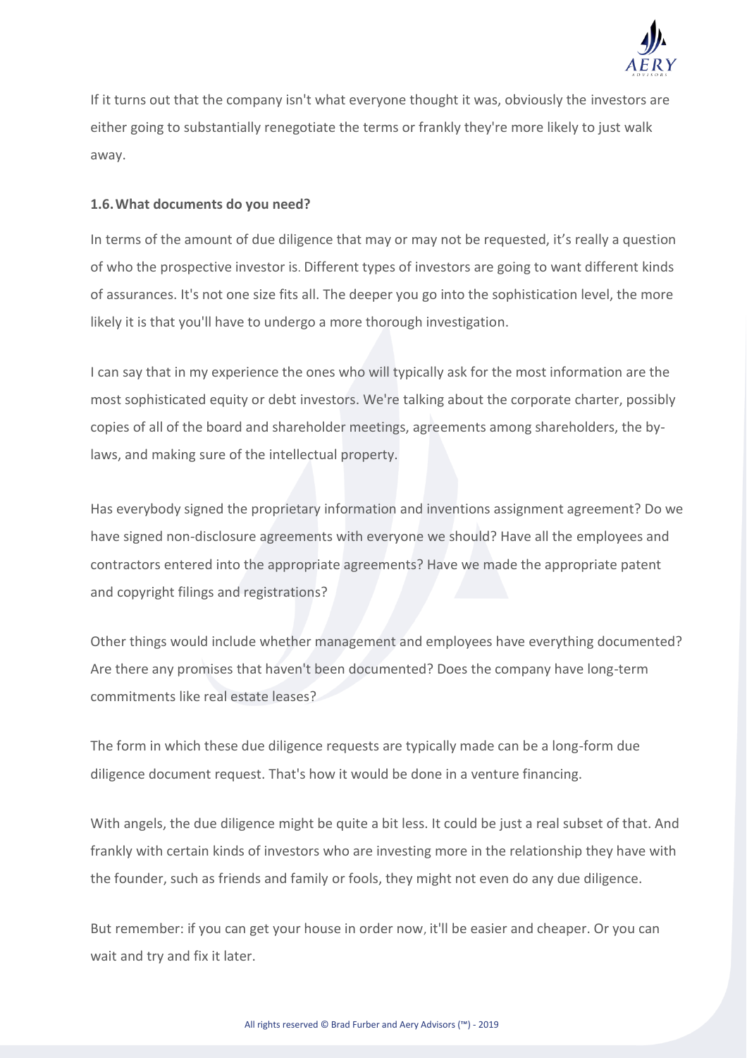If it turns out that the company isn't what everyone thought it was, obviously the investors are either going to substantially renegotiate the terms or frankly they're more likely to just walk away.

### 1.6. What documents do you need?

In terms of the amount of due diligence that may or may not be requested, it's really a question of who the prospective investor is. Different types of investors are going to want different kinds of assurances. It's not one size fits all. The deeper you go into the sophistication level, the more likely it is that you'll have to undergo a more thorough investigation.

I can say that in my experience the ones who will typically ask for the most information are the most sophisticated equity or debt investors. We're talking about the corporate charter, possibly copies of all of the board and shareholder meetings, agreements among shareholders, the by-laws, and making sure of the intellectual property.

Has everybody signed the proprietary information and inventions assignment agreement? Do we have signed non-disclosure agreements with everyone we should? Have all the employees and contractors entered into the appropriate agreements? Have we made the appropriate patent and copyright filings and registrations?

Other things would include whether management and employees have everything documented? Are there any promises that haven't been documented? Does the company have long-term commitments like real estate leases?

The form in which these due diligence requests are typically made can be a long-form due diligence document request. That's how it would be done in a venture financing.

With angels, the due diligence might be quite a bit less. It could be just a real subset of that. And frankly with certain kinds of investors who are investing more in the relationship they have with the founder, such as friends and family or fools, they might not even do any due diligence.

But remember: if you can get your house in order now, it'll be easier and cheaper. Or you can wait and try and fix it later.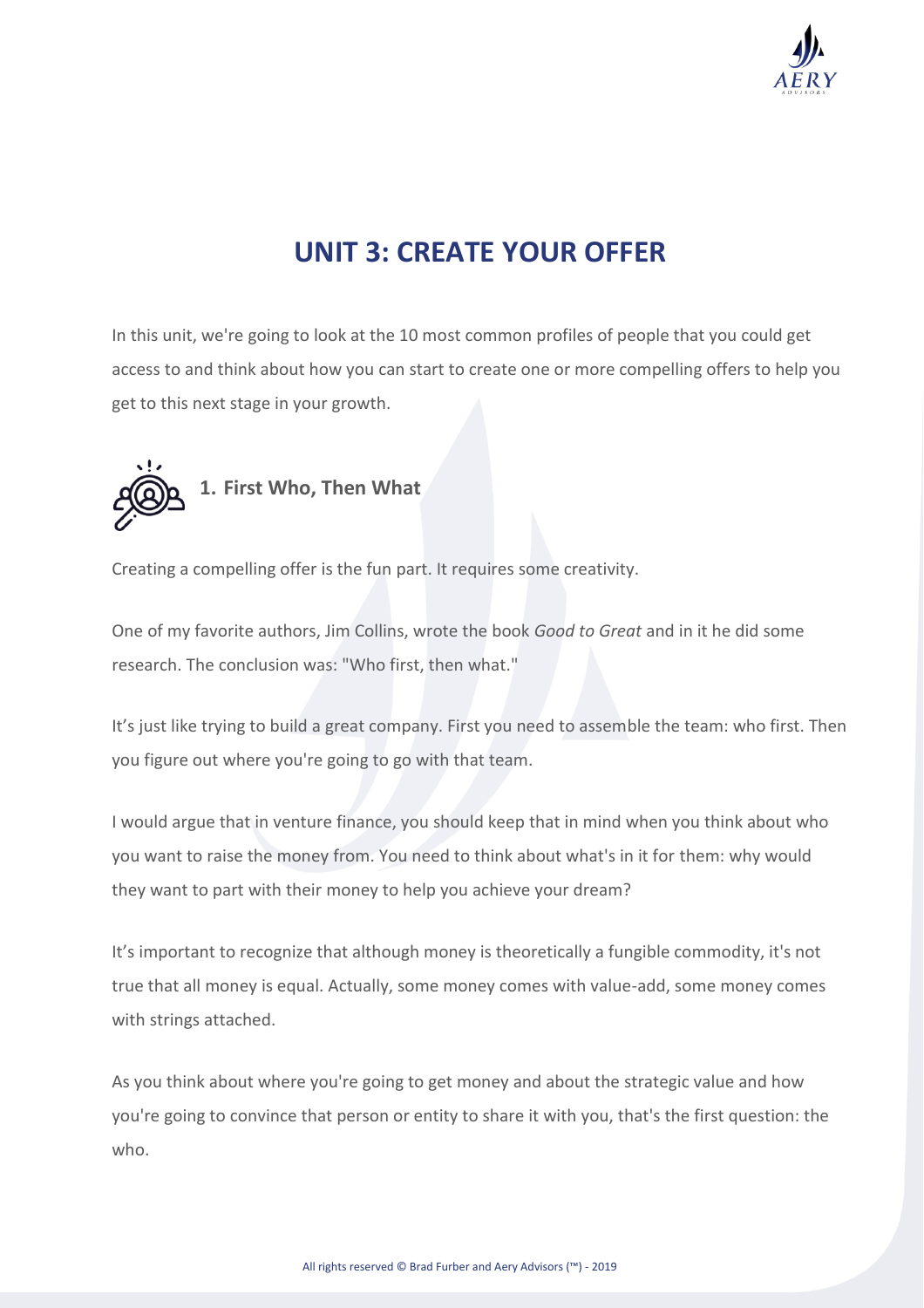# UNIT 3: CREATE YOUR OFFER

In this unit, we're going to look at the 10 most common profiles of people that you could get access to and think about how you can start to create one or more compelling offers to help you get to this next stage in your growth.

## 1. First Who, Then What

Creating a compelling offer is the fun part. It requires some creativity.

One of my favorite authors, Jim Collins, wrote the book *Good to Great* and in it he did some research. The conclusion was: "Who first, then what."

It's just like trying to build a great company. First you need to assemble the team: who first. Then you figure out where you're going to go with that team.

I would argue that in venture finance, you should keep that in mind when you think about who you want to raise the money from. You need to think about what's in it for them: why would they want to part with their money to help you achieve your dream?

It's important to recognize that although money is theoretically a fungible commodity, it's not true that all money is equal. Actually, some money comes with value-add, some money comes with strings attached.

As you think about where you're going to get money and about the strategic value and how you're going to convince that person or entity to share it with you, that's the first question: the who.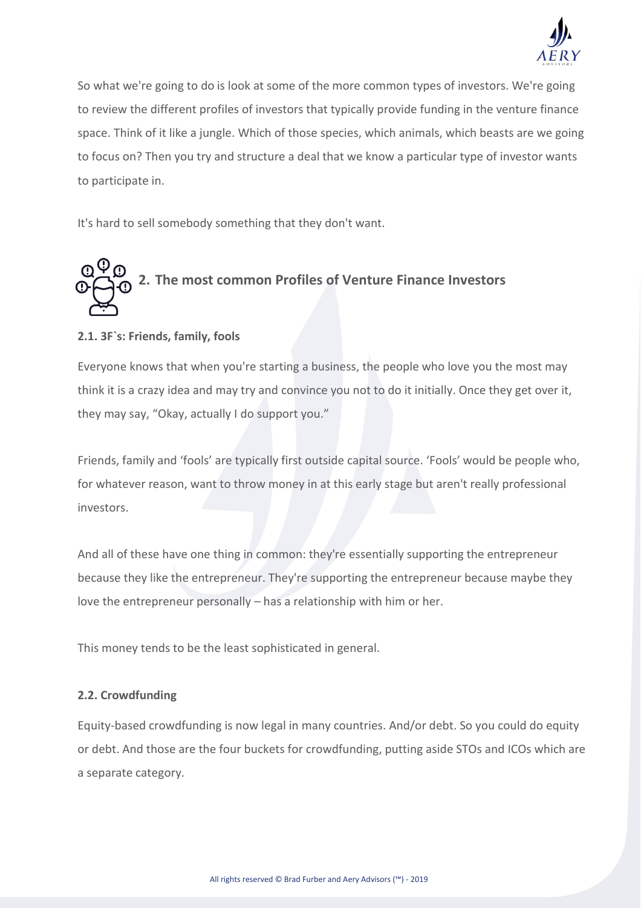So what we're going to do is look at some of the more common types of investors. We're going to review the different profiles of investors that typically provide funding in the venture finance space. Think of it like a jungle. Which of those species, which animals, which beasts are we going to focus on? Then you try and structure a deal that we know a particular type of investor wants to participate in.

It's hard to sell somebody something that they don't want.

## 2. The most common Profiles of Venture Finance Investors

### 2.1. 3F`s: Friends, family, fools

Everyone knows that when you're starting a business, the people who love you the most may think it is a crazy idea and may try and convince you not to do it initially. Once they get over it, they may say, "Okay, actually I do support you."

Friends, family and 'fools' are typically first outside capital source. 'Fools' would be people who, for whatever reason, want to throw money in at this early stage but aren't really professional investors.

And all of these have one thing in common: they're essentially supporting the entrepreneur because they like the entrepreneur. They're supporting the entrepreneur because maybe they love the entrepreneur personally – has a relationship with him or her.

This money tends to be the least sophisticated in general.

### 2.2. Crowdfunding

Equity-based crowdfunding is now legal in many countries. And/or debt. So you could do equity or debt. And those are the four buckets for crowdfunding, putting aside STOs and ICOs which are a separate category.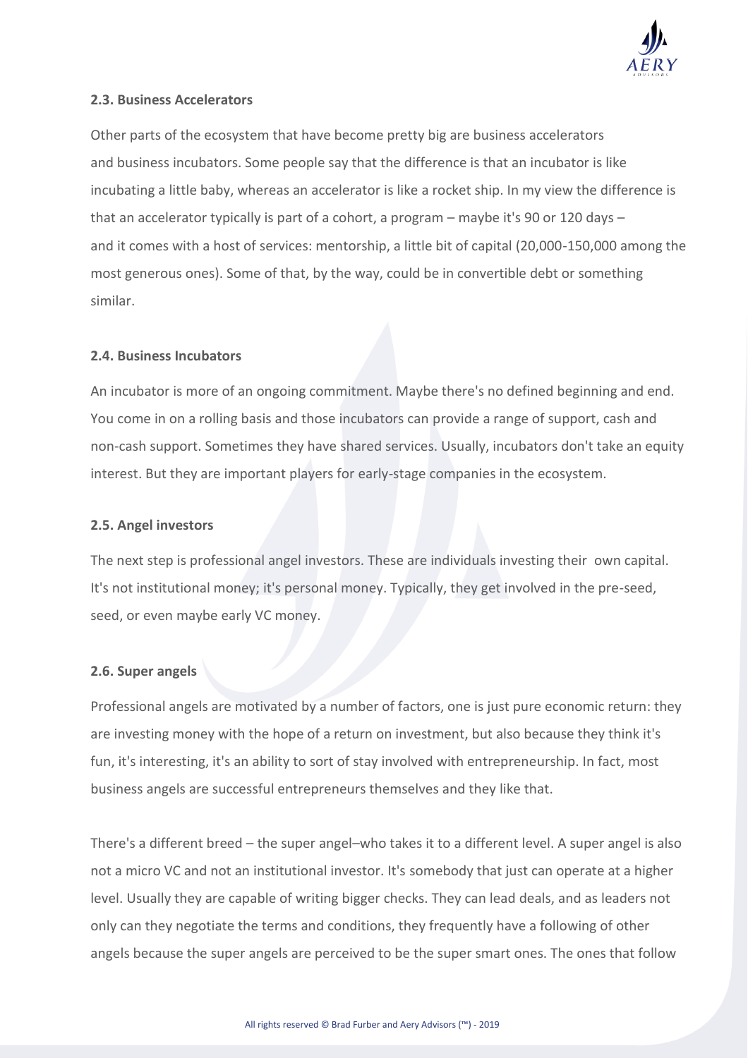### 2.3. Business Accelerators

Other parts of the ecosystem that have become pretty big are business accelerators and business incubators. Some people say that the difference is that an incubator is like incubating a little baby, whereas an accelerator is like a rocket ship. In my view the difference is that an accelerator typically is part of a cohort, a program – maybe it's 90 or 120 days – and it comes with a host of services: mentorship, a little bit of capital (20,000-150,000 among the most generous ones). Some of that, by the way, could be in convertible debt or something similar.

### 2.4. Business Incubators

An incubator is more of an ongoing commitment. Maybe there's no defined beginning and end. You come in on a rolling basis and those incubators can provide a range of support, cash and non-cash support. Sometimes they have shared services. Usually, incubators don't take an equity interest. But they are important players for early-stage companies in the ecosystem.

### 2.5. Angel investors

The next step is professional angel investors. These are individuals investing their own capital. It's not institutional money; it's personal money. Typically, they get involved in the pre-seed, seed, or even maybe early VC money.

### 2.6. Super angels

Professional angels are motivated by a number of factors, one is just pure economic return: they are investing money with the hope of a return on investment, but also because they think it's fun, it's interesting, it's an ability to sort of stay involved with entrepreneurship. In fact, most business angels are successful entrepreneurs themselves and they like that.

There's a different breed – the super angel–who takes it to a different level. A super angel is also not a micro VC and not an institutional investor. It's somebody that just can operate at a higher level. Usually they are capable of writing bigger checks. They can lead deals, and as leaders not only can they negotiate the terms and conditions, they frequently have a following of other angels because the super angels are perceived to be the super smart ones. The ones that follow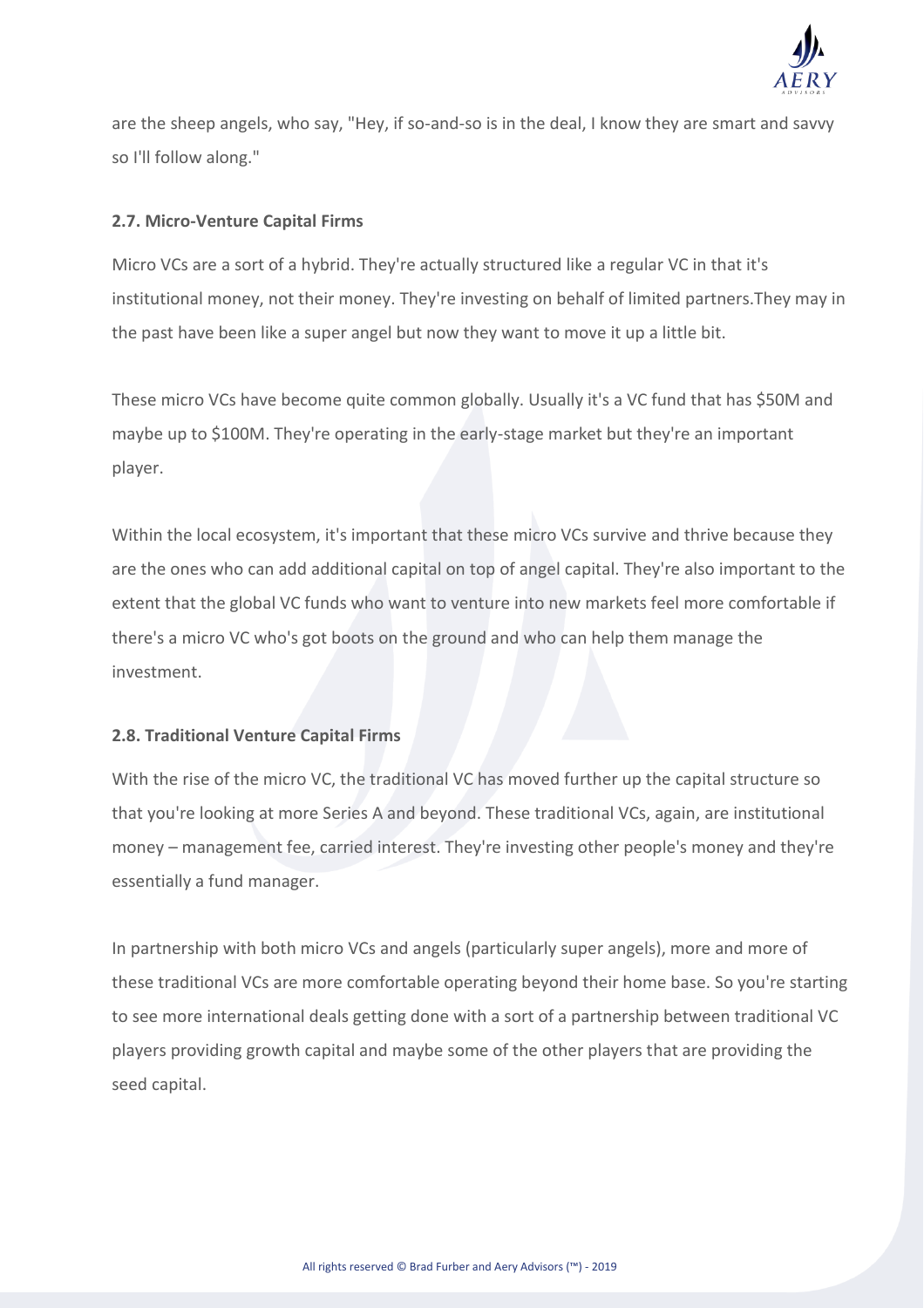are the sheep angels, who say, "Hey, if so-and-so is in the deal, I know they are smart and savvy so I'll follow along."

### 2.7. Micro-Venture Capital Firms

Micro VCs are a sort of a hybrid. They're actually structured like a regular VC in that it's institutional money, not their money. They're investing on behalf of limited partners.They may in the past have been like a super angel but now they want to move it up a little bit.

These micro VCs have become quite common globally. Usually it's a VC fund that has \$50M and maybe up to \$100M. They're operating in the early-stage market but they're an important player.

Within the local ecosystem, it's important that these micro VCs survive and thrive because they are the ones who can add additional capital on top of angel capital. They're also important to the extent that the global VC funds who want to venture into new markets feel more comfortable if there's a micro VC who's got boots on the ground and who can help them manage the investment.

### 2.8. Traditional Venture Capital Firms

With the rise of the micro VC, the traditional VC has moved further up the capital structure so that you're looking at more Series A and beyond. These traditional VCs, again, are institutional money – management fee, carried interest. They're investing other people's money and they're essentially a fund manager.

In partnership with both micro VCs and angels (particularly super angels), more and more of these traditional VCs are more comfortable operating beyond their home base. So you're starting to see more international deals getting done with a sort of a partnership between traditional VC players providing growth capital and maybe some of the other players that are providing the seed capital.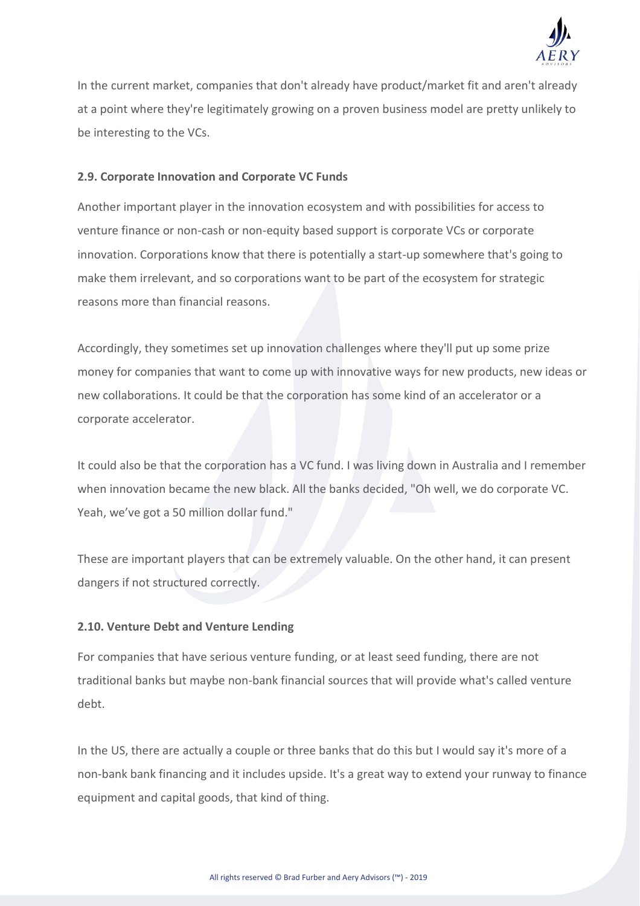In the current market, companies that don't already have product/market fit and aren't already at a point where they're legitimately growing on a proven business model are pretty unlikely to be interesting to the VCs.

### 2.9. Corporate Innovation and Corporate VC Funds

Another important player in the innovation ecosystem and with possibilities for access to venture finance or non-cash or non-equity based support is corporate VCs or corporate innovation. Corporations know that there is potentially a start-up somewhere that's going to make them irrelevant, and so corporations want to be part of the ecosystem for strategic reasons more than financial reasons.

Accordingly, they sometimes set up innovation challenges where they'll put up some prize money for companies that want to come up with innovative ways for new products, new ideas or new collaborations. It could be that the corporation has some kind of an accelerator or a corporate accelerator.

It could also be that the corporation has a VC fund. I was living down in Australia and I remember when innovation became the new black. All the banks decided, "Oh well, we do corporate VC. Yeah, we've got a 50 million dollar fund."

These are important players that can be extremely valuable. On the other hand, it can present dangers if not structured correctly.

### 2.10. Venture Debt and Venture Lending

For companies that have serious venture funding, or at least seed funding, there are not traditional banks but maybe non-bank financial sources that will provide what's called venture debt.

In the US, there are actually a couple or three banks that do this but I would say it's more of a non-bank bank financing and it includes upside. It's a great way to extend your runway to finance equipment and capital goods, that kind of thing.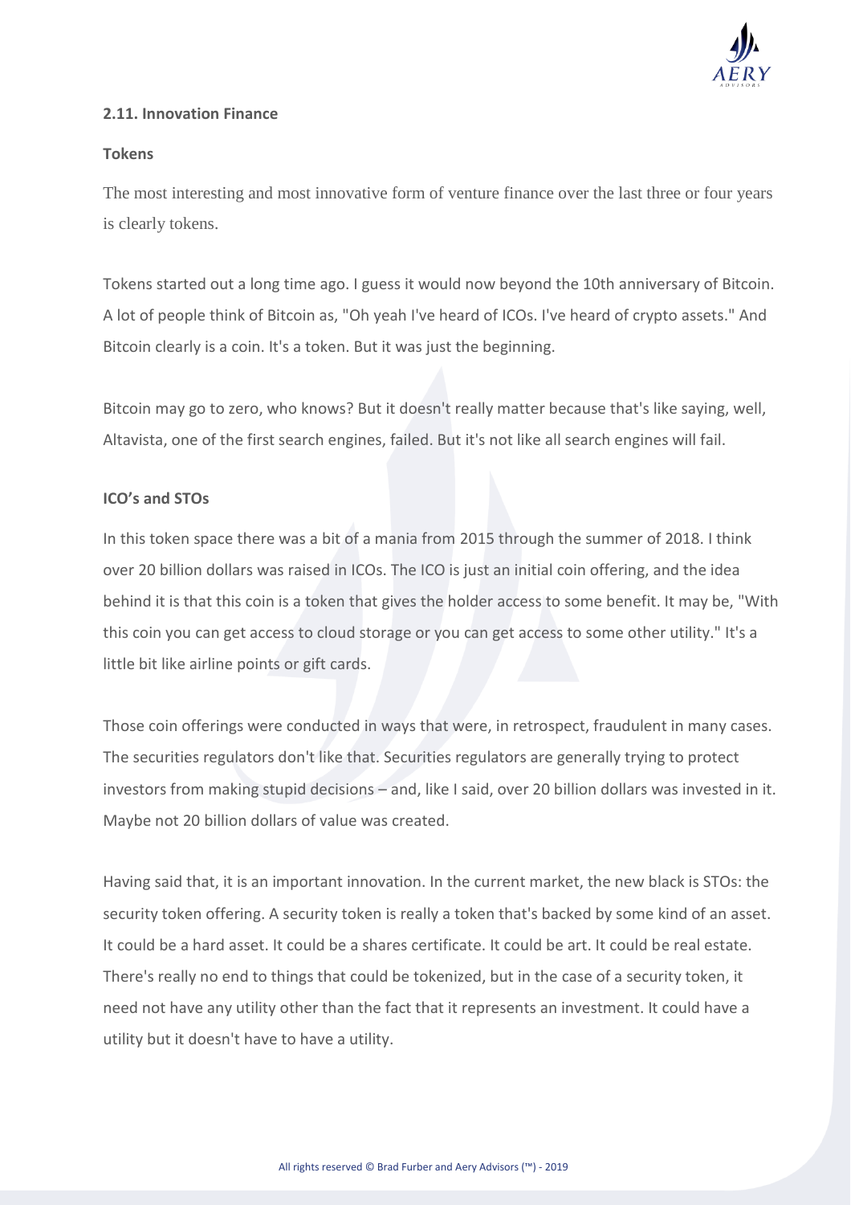### 2.11. Innovation Finance

**Tokens**

The most interesting and most innovative form of venture finance over the last three or four years is clearly tokens.

Tokens started out a long time ago. I guess it would now beyond the 10th anniversary of Bitcoin. A lot of people think of Bitcoin as, "Oh yeah I've heard of ICOs. I've heard of crypto assets." And Bitcoin clearly is a coin. It's a token. But it was just the beginning.

Bitcoin may go to zero, who knows? But it doesn't really matter because that's like saying, well, Altavista, one of the first search engines, failed. But it's not like all search engines will fail.

**ICO's and STOs**

In this token space there was a bit of a mania from 2015 through the summer of 2018. I think over 20 billion dollars was raised in ICOs. The ICO is just an initial coin offering, and the idea behind it is that this coin is a token that gives the holder access to some benefit. It may be, "With this coin you can get access to cloud storage or you can get access to some other utility." It's a little bit like airline points or gift cards.

Those coin offerings were conducted in ways that were, in retrospect, fraudulent in many cases. The securities regulators don't like that. Securities regulators are generally trying to protect investors from making stupid decisions – and, like I said, over 20 billion dollars was invested in it. Maybe not 20 billion dollars of value was created.

Having said that, it is an important innovation. In the current market, the new black is STOs: the security token offering. A security token is really a token that's backed by some kind of an asset. It could be a hard asset. It could be a shares certificate. It could be art. It could be real estate. There's really no end to things that could be tokenized, but in the case of a security token, it need not have any utility other than the fact that it represents an investment. It could have a utility but it doesn't have to have a utility.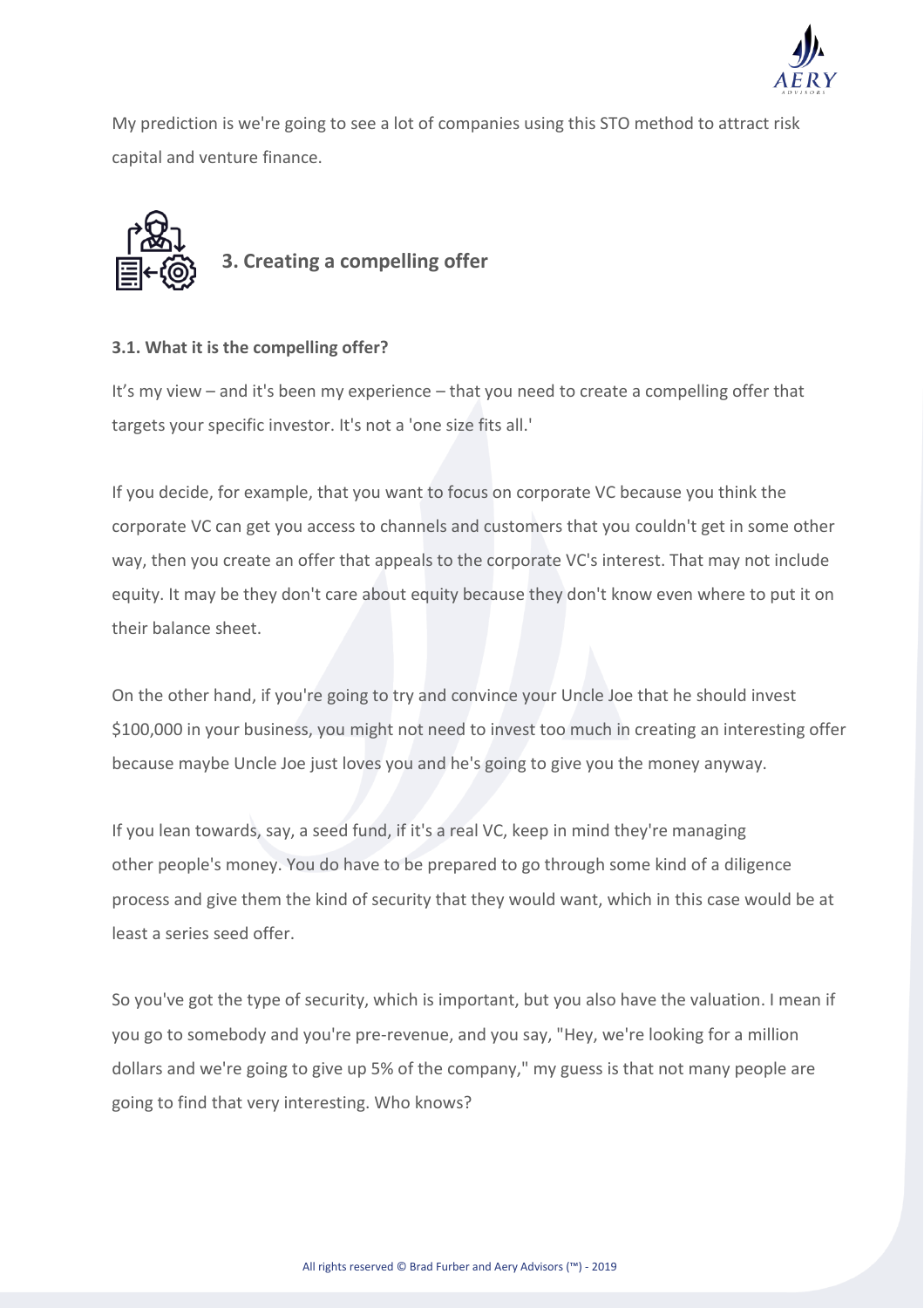My prediction is we're going to see a lot of companies using this STO method to attract risk capital and venture finance.

## 3. Creating a compelling offer

### 3.1. What it is the compelling offer?

It's my view – and it's been my experience – that you need to create a compelling offer that targets your specific investor. It's not a 'one size fits all.'

If you decide, for example, that you want to focus on corporate VC because you think the corporate VC can get you access to channels and customers that you couldn't get in some other way, then you create an offer that appeals to the corporate VC's interest. That may not include equity. It may be they don't care about equity because they don't know even where to put it on their balance sheet.

On the other hand, if you're going to try and convince your Uncle Joe that he should invest $100,000 in your business, you might not need to invest too much in creating an interesting offer because maybe Uncle Joe just loves you and he's going to give you the money anyway.

If you lean towards, say, a seed fund, if it's a real VC, keep in mind they're managing other people's money. You do have to be prepared to go through some kind of a diligence process and give them the kind of security that they would want, which in this case would be at least a series seed offer.

So you've got the type of security, which is important, but you also have the valuation. I mean if you go to somebody and you're pre-revenue, and you say, "Hey, we're looking for a million dollars and we're going to give up 5% of the company," my guess is that not many people are going to find that very interesting. Who knows?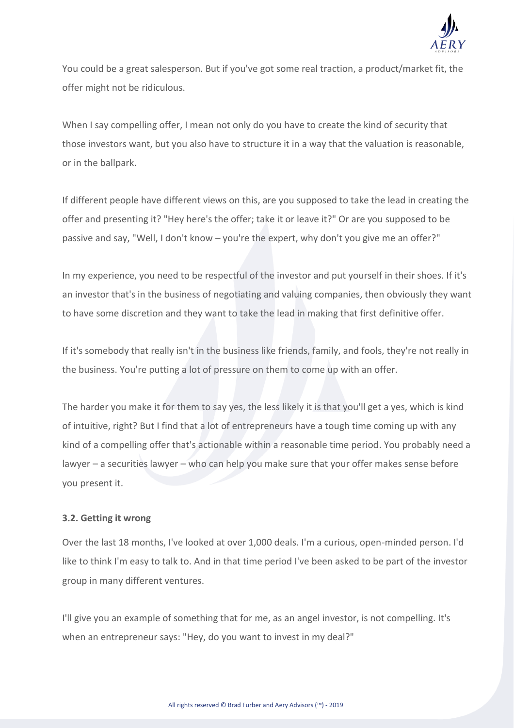You could be a great salesperson. But if you've got some real traction, a product/market fit, the offer might not be ridiculous.

When I say compelling offer, I mean not only do you have to create the kind of security that those investors want, but you also have to structure it in a way that the valuation is reasonable, or in the ballpark.

If different people have different views on this, are you supposed to take the lead in creating the offer and presenting it? "Hey here's the offer; take it or leave it?" Or are you supposed to be passive and say, "Well, I don't know – you're the expert, why don't you give me an offer?"

In my experience, you need to be respectful of the investor and put yourself in their shoes. If it's an investor that's in the business of negotiating and valuing companies, then obviously they want to have some discretion and they want to take the lead in making that first definitive offer.

If it's somebody that really isn't in the business like friends, family, and fools, they're not really in the business. You're putting a lot of pressure on them to come up with an offer.

The harder you make it for them to say yes, the less likely it is that you'll get a yes, which is kind of intuitive, right? But I find that a lot of entrepreneurs have a tough time coming up with any kind of a compelling offer that's actionable within a reasonable time period. You probably need a lawyer – a securities lawyer – who can help you make sure that your offer makes sense before you present it.

### 3.2. Getting it wrong

Over the last 18 months, I've looked at over 1,000 deals. I'm a curious, open-minded person. I'd like to think I'm easy to talk to. And in that time period I've been asked to be part of the investor group in many different ventures.

I'll give you an example of something that for me, as an angel investor, is not compelling. It's when an entrepreneur says: "Hey, do you want to invest in my deal?"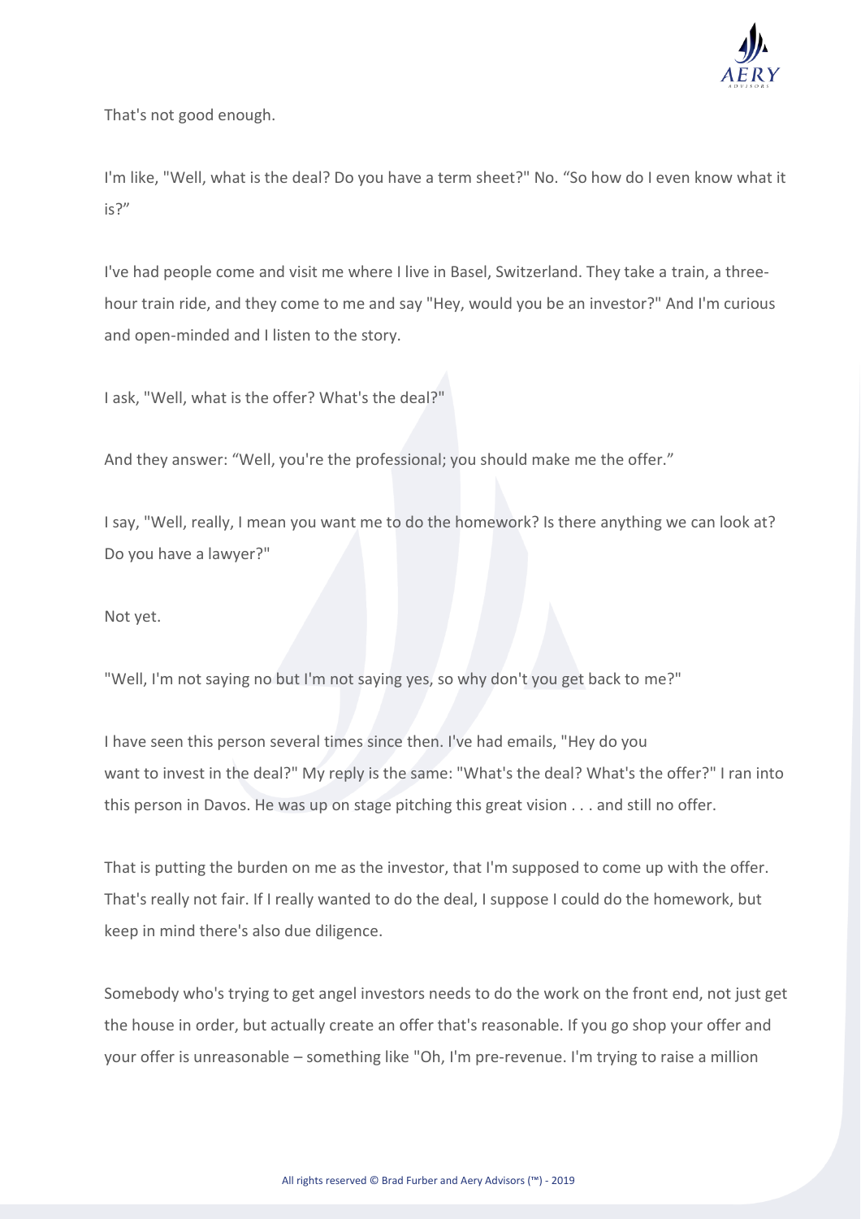That's not good enough.

I'm like, "Well, what is the deal? Do you have a term sheet?" No. “So how do I even know what it is?”

I've had people come and visit me where I live in Basel, Switzerland. They take a train, a three-hour train ride, and they come to me and say "Hey, would you be an investor?" And I'm curious and open-minded and I listen to the story.

I ask, "Well, what is the offer? What's the deal?"

And they answer: “Well, you're the professional; you should make me the offer.”

I say, "Well, really, I mean you want me to do the homework? Is there anything we can look at? Do you have a lawyer?"

Not yet.

"Well, I'm not saying no but I'm not saying yes, so why don't you get back to me?"

I have seen this person several times since then. I've had emails, "Hey do you want to invest in the deal?" My reply is the same: "What's the deal? What's the offer?" I ran into this person in Davos. He was up on stage pitching this great vision . . . and still no offer.

That is putting the burden on me as the investor, that I'm supposed to come up with the offer. That's really not fair. If I really wanted to do the deal, I suppose I could do the homework, but keep in mind there's also due diligence.

Somebody who's trying to get angel investors needs to do the work on the front end, not just get the house in order, but actually create an offer that's reasonable. If you go shop your offer and your offer is unreasonable – something like "Oh, I'm pre-revenue. I'm trying to raise a million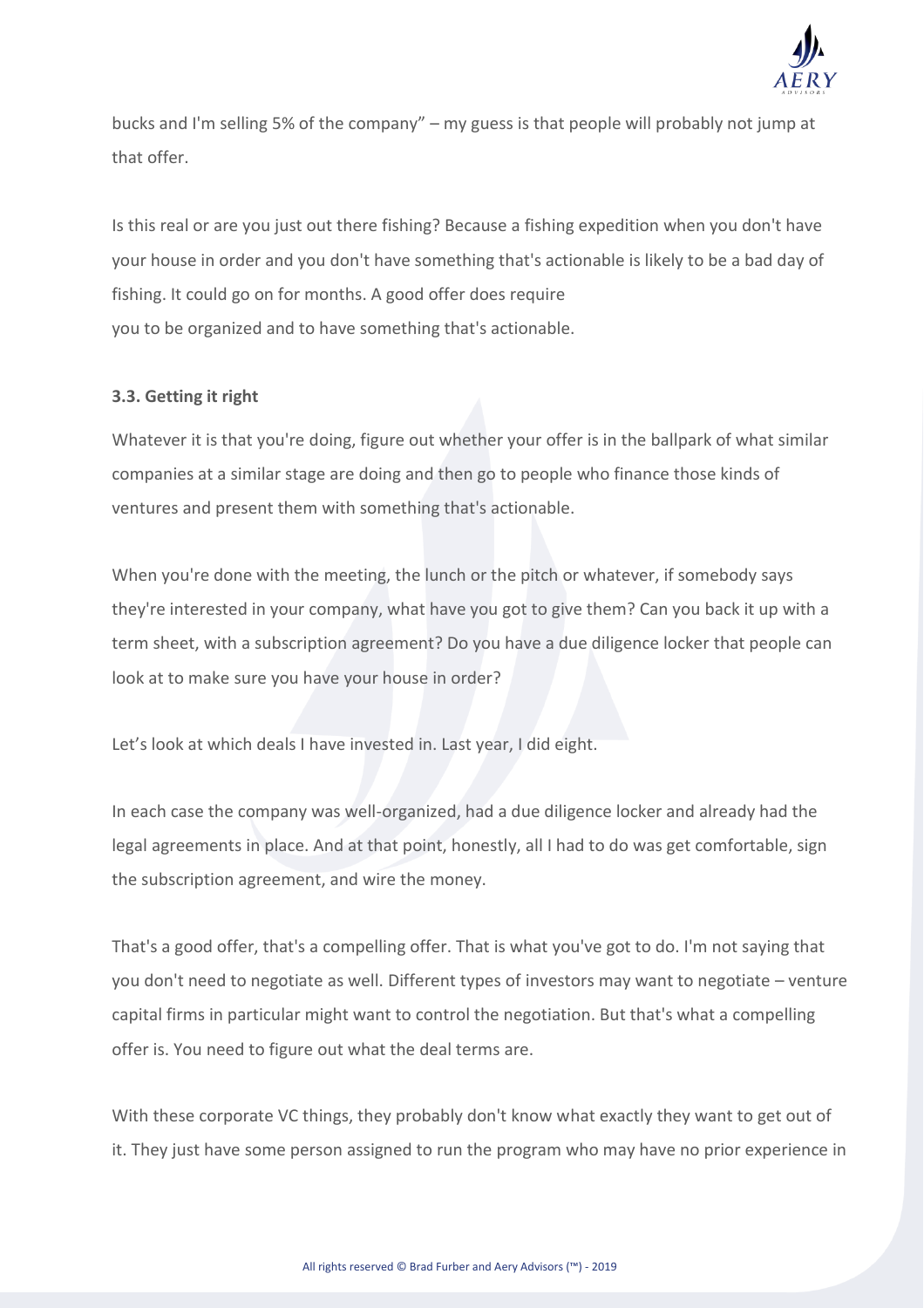bucks and I'm selling 5% of the company" – my guess is that people will probably not jump at that offer.

Is this real or are you just out there fishing? Because a fishing expedition when you don't have your house in order and you don't have something that's actionable is likely to be a bad day of fishing. It could go on for months. A good offer does require you to be organized and to have something that's actionable.

### 3.3. Getting it right

Whatever it is that you're doing, figure out whether your offer is in the ballpark of what similar companies at a similar stage are doing and then go to people who finance those kinds of ventures and present them with something that's actionable.

When you're done with the meeting, the lunch or the pitch or whatever, if somebody says they're interested in your company, what have you got to give them? Can you back it up with a term sheet, with a subscription agreement? Do you have a due diligence locker that people can look at to make sure you have your house in order?

Let's look at which deals I have invested in. Last year, I did eight.

In each case the company was well-organized, had a due diligence locker and already had the legal agreements in place. And at that point, honestly, all I had to do was get comfortable, sign the subscription agreement, and wire the money.

That's a good offer, that's a compelling offer. That is what you've got to do. I'm not saying that you don't need to negotiate as well. Different types of investors may want to negotiate – venture capital firms in particular might want to control the negotiation. But that's what a compelling offer is. You need to figure out what the deal terms are.

With these corporate VC things, they probably don't know what exactly they want to get out of it. They just have some person assigned to run the program who may have no prior experience in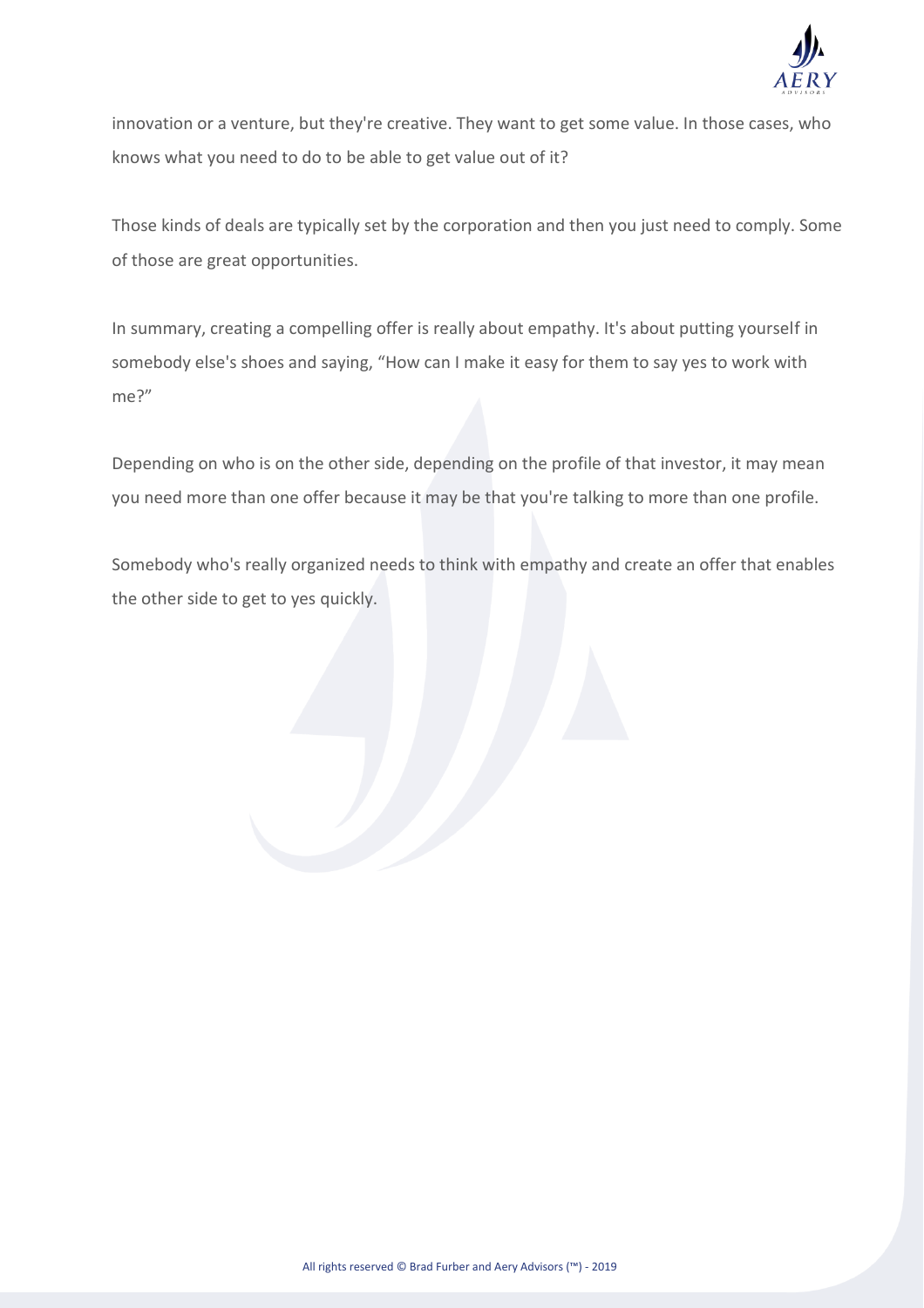innovation or a venture, but they're creative. They want to get some value. In those cases, who knows what you need to do to be able to get value out of it?

Those kinds of deals are typically set by the corporation and then you just need to comply. Some of those are great opportunities.

In summary, creating a compelling offer is really about empathy. It's about putting yourself in somebody else's shoes and saying, "How can I make it easy for them to say yes to work with me?"

Depending on who is on the other side, depending on the profile of that investor, it may mean you need more than one offer because it may be that you're talking to more than one profile.

Somebody who's really organized needs to think with empathy and create an offer that enables the other side to get to yes quickly.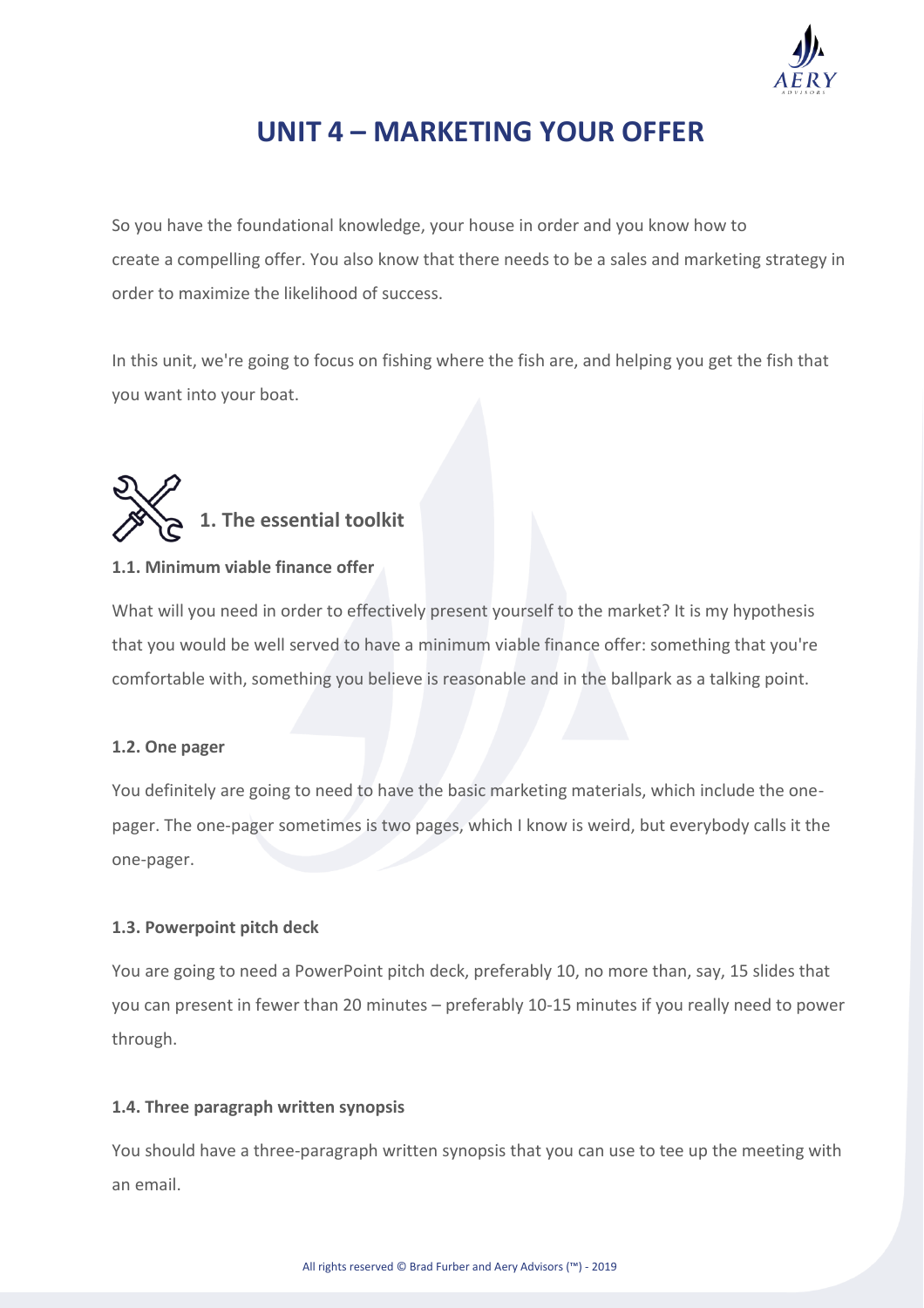# UNIT 4 – MARKETING YOUR OFFER

So you have the foundational knowledge, your house in order and you know how to create a compelling offer. You also know that there needs to be a sales and marketing strategy in order to maximize the likelihood of success.

In this unit, we're going to focus on fishing where the fish are, and helping you get the fish that you want into your boat.

## 1. The essential toolkit

### 1.1. Minimum viable finance offer

What will you need in order to effectively present yourself to the market? It is my hypothesis that you would be well served to have a minimum viable finance offer: something that you're comfortable with, something you believe is reasonable and in the ballpark as a talking point.

### 1.2. One pager

You definitely are going to need to have the basic marketing materials, which include the one-pager. The one-pager sometimes is two pages, which I know is weird, but everybody calls it the one-pager.

### 1.3. Powerpoint pitch deck

You are going to need a PowerPoint pitch deck, preferably 10, no more than, say, 15 slides that you can present in fewer than 20 minutes – preferably 10-15 minutes if you really need to power through.

### 1.4. Three paragraph written synopsis

You should have a three-paragraph written synopsis that you can use to tee up the meeting with an email.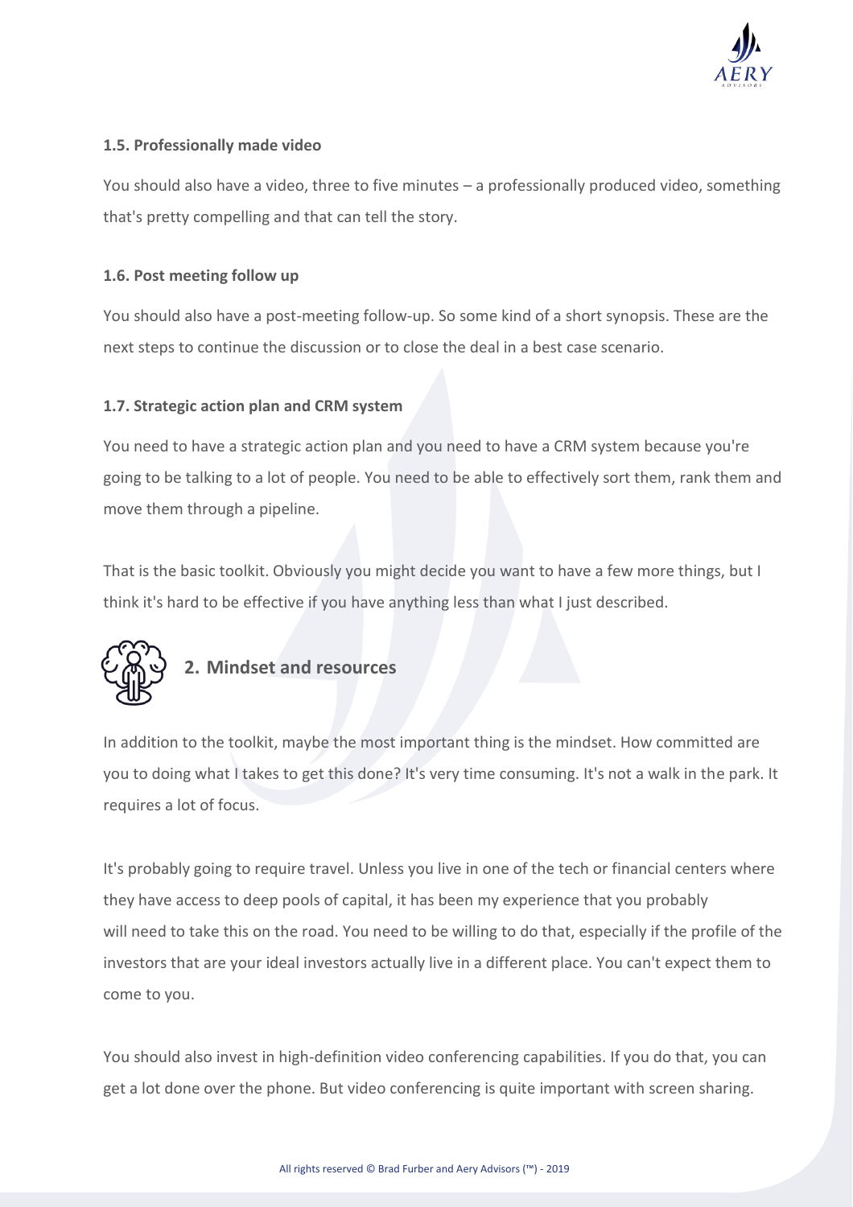### 1.5. Professionally made video

You should also have a video, three to five minutes – a professionally produced video, something that's pretty compelling and that can tell the story.

### 1.6. Post meeting follow up

You should also have a post-meeting follow-up. So some kind of a short synopsis. These are the next steps to continue the discussion or to close the deal in a best case scenario.

### 1.7. Strategic action plan and CRM system

You need to have a strategic action plan and you need to have a CRM system because you're going to be talking to a lot of people. You need to be able to effectively sort them, rank them and move them through a pipeline.

That is the basic toolkit. Obviously you might decide you want to have a few more things, but I think it's hard to be effective if you have anything less than what I just described.

## 2. Mindset and resources

In addition to the toolkit, maybe the most important thing is the mindset. How committed are you to doing what I takes to get this done? It's very time consuming. It's not a walk in the park. It requires a lot of focus.

It's probably going to require travel. Unless you live in one of the tech or financial centers where they have access to deep pools of capital, it has been my experience that you probably will need to take this on the road. You need to be willing to do that, especially if the profile of the investors that are your ideal investors actually live in a different place. You can't expect them to come to you.

You should also invest in high-definition video conferencing capabilities. If you do that, you can get a lot done over the phone. But video conferencing is quite important with screen sharing.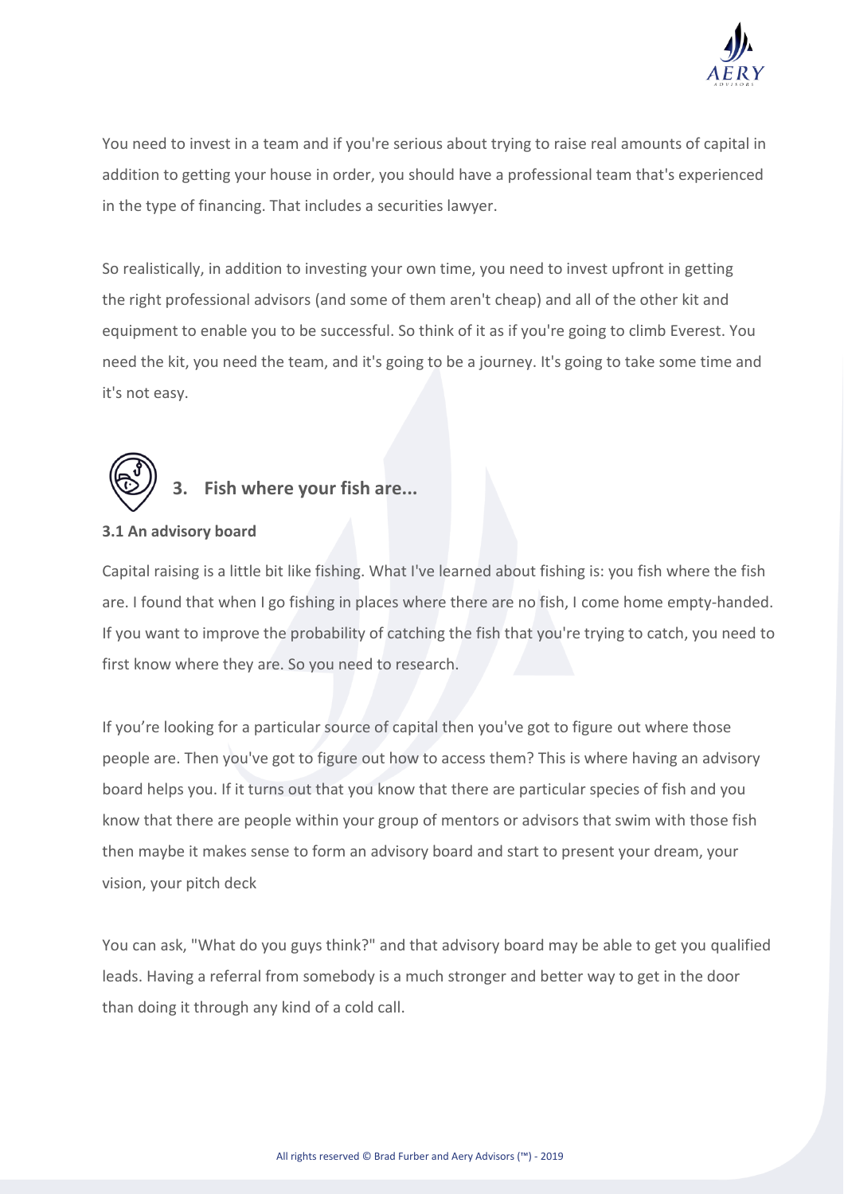You need to invest in a team and if you're serious about trying to raise real amounts of capital in addition to getting your house in order, you should have a professional team that's experienced in the type of financing. That includes a securities lawyer.

So realistically, in addition to investing your own time, you need to invest upfront in getting the right professional advisors (and some of them aren't cheap) and all of the other kit and equipment to enable you to be successful. So think of it as if you're going to climb Everest. You need the kit, you need the team, and it's going to be a journey. It's going to take some time and it's not easy.

## 3. Fish where your fish are...

### 3.1 An advisory board

Capital raising is a little bit like fishing. What I've learned about fishing is: you fish where the fish are. I found that when I go fishing in places where there are no fish, I come home empty-handed. If you want to improve the probability of catching the fish that you're trying to catch, you need to first know where they are. So you need to research.

If you're looking for a particular source of capital then you've got to figure out where those people are. Then you've got to figure out how to access them? This is where having an advisory board helps you. If it turns out that you know that there are particular species of fish and you know that there are people within your group of mentors or advisors that swim with those fish then maybe it makes sense to form an advisory board and start to present your dream, your vision, your pitch deck

You can ask, "What do you guys think?" and that advisory board may be able to get you qualified leads. Having a referral from somebody is a much stronger and better way to get in the door than doing it through any kind of a cold call.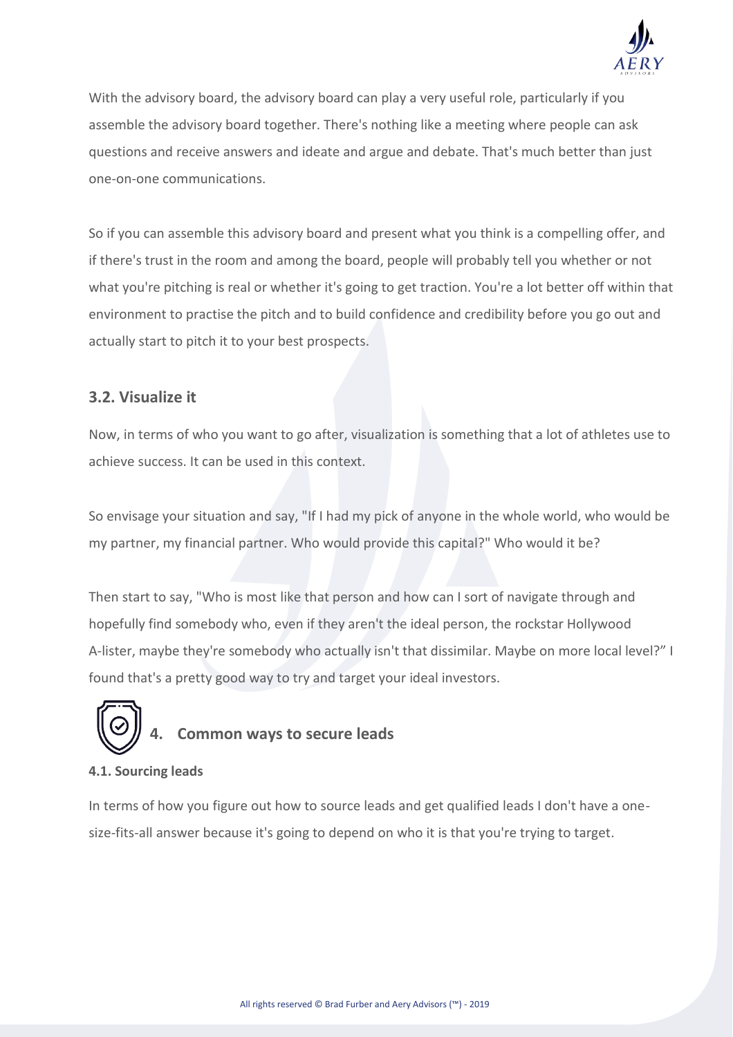With the advisory board, the advisory board can play a very useful role, particularly if you assemble the advisory board together. There's nothing like a meeting where people can ask questions and receive answers and ideate and argue and debate. That's much better than just one-on-one communications.

So if you can assemble this advisory board and present what you think is a compelling offer, and if there's trust in the room and among the board, people will probably tell you whether or not what you're pitching is real or whether it's going to get traction. You're a lot better off within that environment to practise the pitch and to build confidence and credibility before you go out and actually start to pitch it to your best prospects.

### 3.2. Visualize it

Now, in terms of who you want to go after, visualization is something that a lot of athletes use to achieve success. It can be used in this context.

So envisage your situation and say, "If I had my pick of anyone in the whole world, who would be my partner, my financial partner. Who would provide this capital?" Who would it be?

Then start to say, "Who is most like that person and how can I sort of navigate through and hopefully find somebody who, even if they aren't the ideal person, the rockstar Hollywood A-lister, maybe they're somebody who actually isn't that dissimilar. Maybe on more local level?" I found that's a pretty good way to try and target your ideal investors.

## 4. Common ways to secure leads

#### 4.1. Sourcing leads

In terms of how you figure out how to source leads and get qualified leads I don't have a one-size-fits-all answer because it's going to depend on who it is that you're trying to target.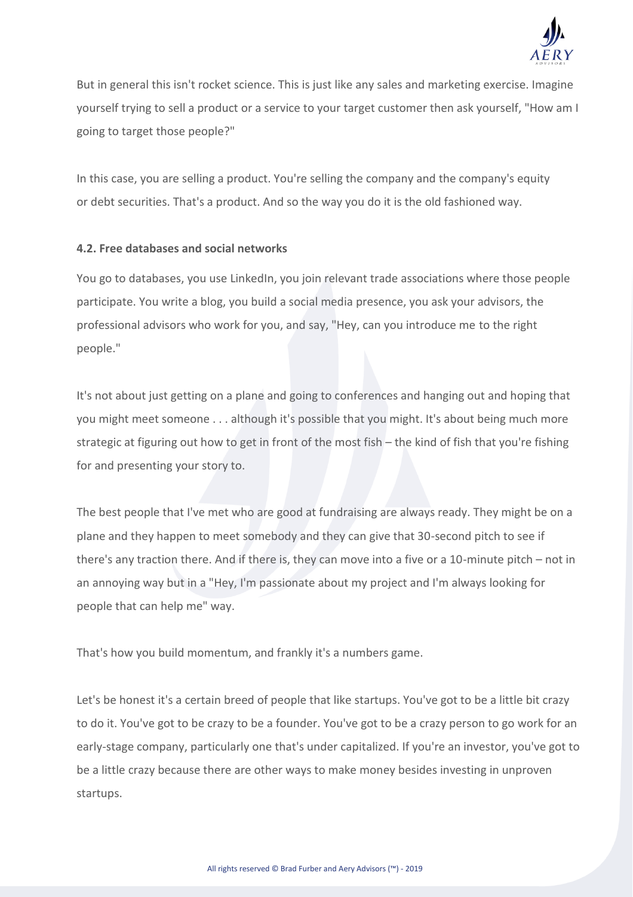But in general this isn't rocket science. This is just like any sales and marketing exercise. Imagine yourself trying to sell a product or a service to your target customer then ask yourself, "How am I going to target those people?"

In this case, you are selling a product. You're selling the company and the company's equity or debt securities. That's a product. And so the way you do it is the old fashioned way.

### 4.2. Free databases and social networks

You go to databases, you use LinkedIn, you join relevant trade associations where those people participate. You write a blog, you build a social media presence, you ask your advisors, the professional advisors who work for you, and say, "Hey, can you introduce me to the right people."

It's not about just getting on a plane and going to conferences and hanging out and hoping that you might meet someone . . . although it's possible that you might. It's about being much more strategic at figuring out how to get in front of the most fish – the kind of fish that you're fishing for and presenting your story to.

The best people that I've met who are good at fundraising are always ready. They might be on a plane and they happen to meet somebody and they can give that 30-second pitch to see if there's any traction there. And if there is, they can move into a five or a 10-minute pitch – not in an annoying way but in a "Hey, I'm passionate about my project and I'm always looking for people that can help me" way.

That's how you build momentum, and frankly it's a numbers game.

Let's be honest it's a certain breed of people that like startups. You've got to be a little bit crazy to do it. You've got to be crazy to be a founder. You've got to be a crazy person to go work for an early-stage company, particularly one that's under capitalized. If you're an investor, you've got to be a little crazy because there are other ways to make money besides investing in unproven startups.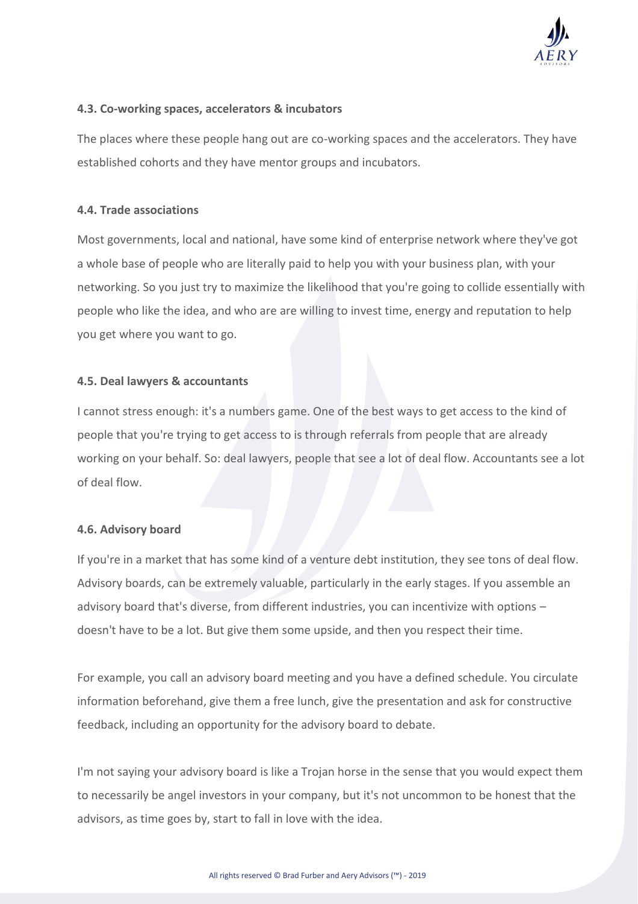#### 4.3. Co-working spaces, accelerators & incubators

The places where these people hang out are co-working spaces and the accelerators. They have established cohorts and they have mentor groups and incubators.

#### 4.4. Trade associations

Most governments, local and national, have some kind of enterprise network where they've got a whole base of people who are literally paid to help you with your business plan, with your networking. So you just try to maximize the likelihood that you're going to collide essentially with people who like the idea, and who are are willing to invest time, energy and reputation to help you get where you want to go.

#### 4.5. Deal lawyers & accountants

I cannot stress enough: it's a numbers game. One of the best ways to get access to the kind of people that you're trying to get access to is through referrals from people that are already working on your behalf. So: deal lawyers, people that see a lot of deal flow. Accountants see a lot of deal flow.

#### 4.6. Advisory board

If you're in a market that has some kind of a venture debt institution, they see tons of deal flow. Advisory boards, can be extremely valuable, particularly in the early stages. If you assemble an advisory board that's diverse, from different industries, you can incentivize with options – doesn't have to be a lot. But give them some upside, and then you respect their time.

For example, you call an advisory board meeting and you have a defined schedule. You circulate information beforehand, give them a free lunch, give the presentation and ask for constructive feedback, including an opportunity for the advisory board to debate.

I'm not saying your advisory board is like a Trojan horse in the sense that you would expect them to necessarily be angel investors in your company, but it's not uncommon to be honest that the advisors, as time goes by, start to fall in love with the idea.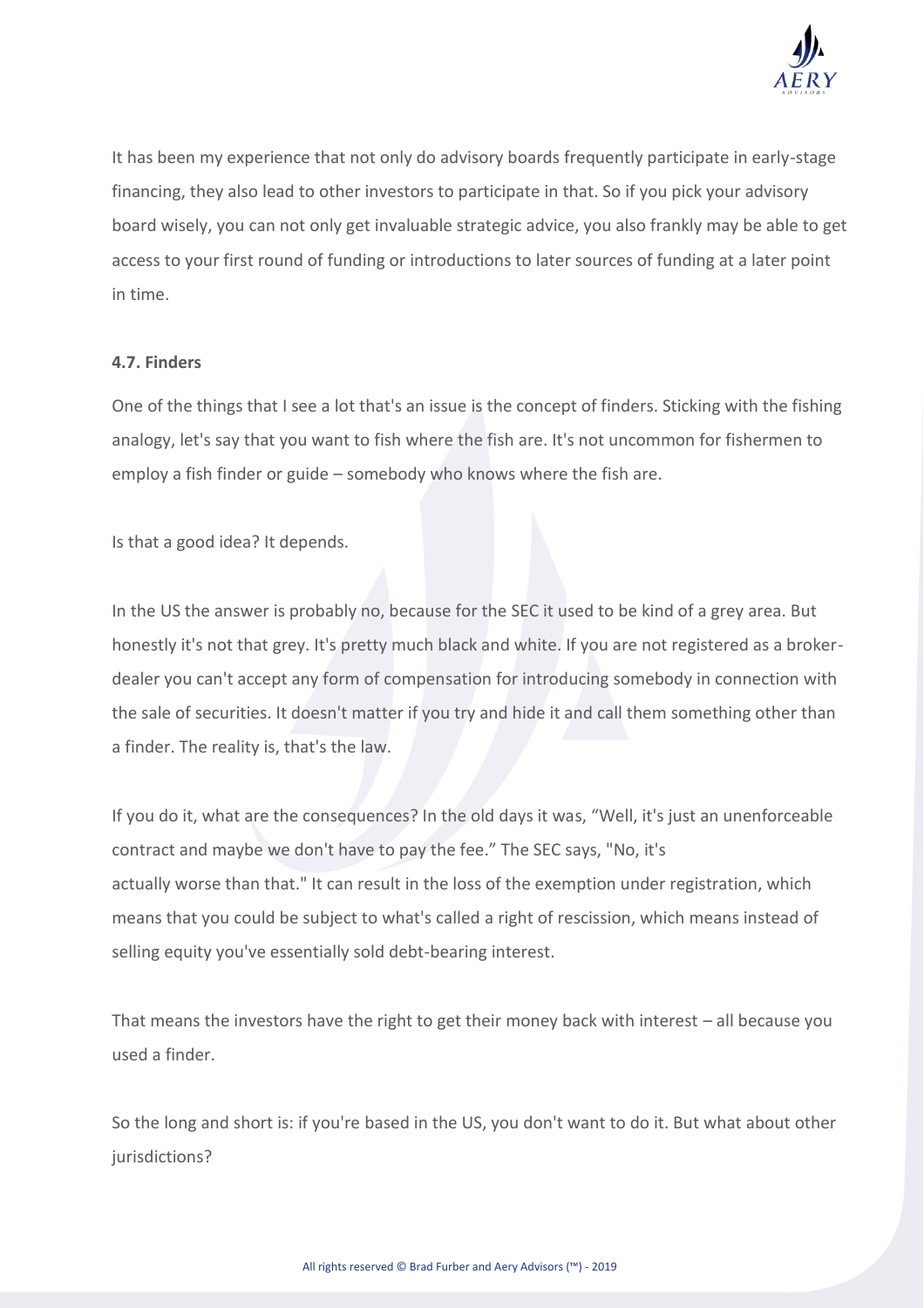It has been my experience that not only do advisory boards frequently participate in early-stage financing, they also lead to other investors to participate in that. So if you pick your advisory board wisely, you can not only get invaluable strategic advice, you also frankly may be able to get access to your first round of funding or introductions to later sources of funding at a later point in time.

### 4.7. Finders

One of the things that I see a lot that's an issue is the concept of finders. Sticking with the fishing analogy, let's say that you want to fish where the fish are. It's not uncommon for fishermen to employ a fish finder or guide – somebody who knows where the fish are.

Is that a good idea? It depends.

In the US the answer is probably no, because for the SEC it used to be kind of a grey area. But honestly it's not that grey. It's pretty much black and white. If you are not registered as a broker-dealer you can't accept any form of compensation for introducing somebody in connection with the sale of securities. It doesn't matter if you try and hide it and call them something other than a finder. The reality is, that's the law.

If you do it, what are the consequences? In the old days it was, "Well, it's just an unenforceable contract and maybe we don't have to pay the fee." The SEC says, "No, it's actually worse than that." It can result in the loss of the exemption under registration, which means that you could be subject to what's called a right of rescission, which means instead of selling equity you've essentially sold debt-bearing interest.

That means the investors have the right to get their money back with interest – all because you used a finder.

So the long and short is: if you're based in the US, you don't want to do it. But what about other jurisdictions?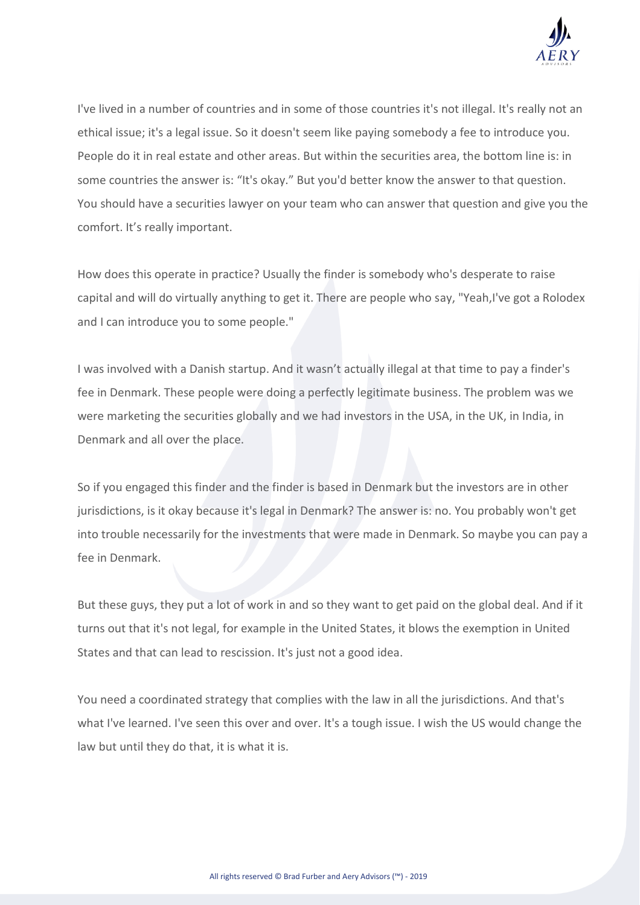I've lived in a number of countries and in some of those countries it's not illegal. It's really not an ethical issue; it's a legal issue. So it doesn't seem like paying somebody a fee to introduce you. People do it in real estate and other areas. But within the securities area, the bottom line is: in some countries the answer is: "It's okay." But you'd better know the answer to that question. You should have a securities lawyer on your team who can answer that question and give you the comfort. It's really important.

How does this operate in practice? Usually the finder is somebody who's desperate to raise capital and will do virtually anything to get it. There are people who say, "Yeah,I've got a Rolodex and I can introduce you to some people."

I was involved with a Danish startup. And it wasn't actually illegal at that time to pay a finder's fee in Denmark. These people were doing a perfectly legitimate business. The problem was we were marketing the securities globally and we had investors in the USA, in the UK, in India, in Denmark and all over the place.

So if you engaged this finder and the finder is based in Denmark but the investors are in other jurisdictions, is it okay because it's legal in Denmark? The answer is: no. You probably won't get into trouble necessarily for the investments that were made in Denmark. So maybe you can pay a fee in Denmark.

But these guys, they put a lot of work in and so they want to get paid on the global deal. And if it turns out that it's not legal, for example in the United States, it blows the exemption in United States and that can lead to rescission. It's just not a good idea.

You need a coordinated strategy that complies with the law in all the jurisdictions. And that's what I've learned. I've seen this over and over. It's a tough issue. I wish the US would change the law but until they do that, it is what it is.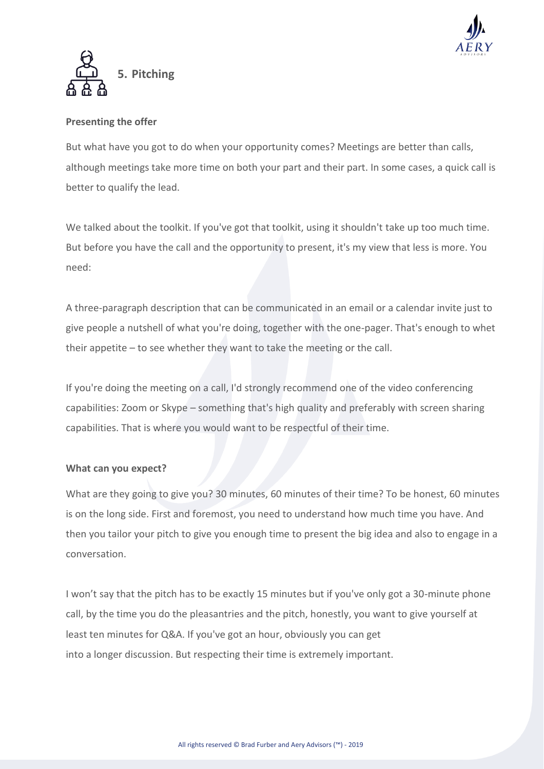## 5. Pitching

### Presenting the offer

But what have you got to do when your opportunity comes? Meetings are better than calls, although meetings take more time on both your part and their part. In some cases, a quick call is better to qualify the lead.

We talked about the toolkit. If you've got that toolkit, using it shouldn't take up too much time. But before you have the call and the opportunity to present, it's my view that less is more. You need:

A three-paragraph description that can be communicated in an email or a calendar invite just to give people a nutshell of what you're doing, together with the one-pager. That's enough to whet their appetite – to see whether they want to take the meeting or the call.

If you're doing the meeting on a call, I'd strongly recommend one of the video conferencing capabilities: Zoom or Skype – something that's high quality and preferably with screen sharing capabilities. That is where you would want to be respectful of their time.

### What can you expect?

What are they going to give you? 30 minutes, 60 minutes of their time? To be honest, 60 minutes is on the long side. First and foremost, you need to understand how much time you have. And then you tailor your pitch to give you enough time to present the big idea and also to engage in a conversation.

I won't say that the pitch has to be exactly 15 minutes but if you've only got a 30-minute phone call, by the time you do the pleasantries and the pitch, honestly, you want to give yourself at least ten minutes for Q&A. If you've got an hour, obviously you can get into a longer discussion. But respecting their time is extremely important.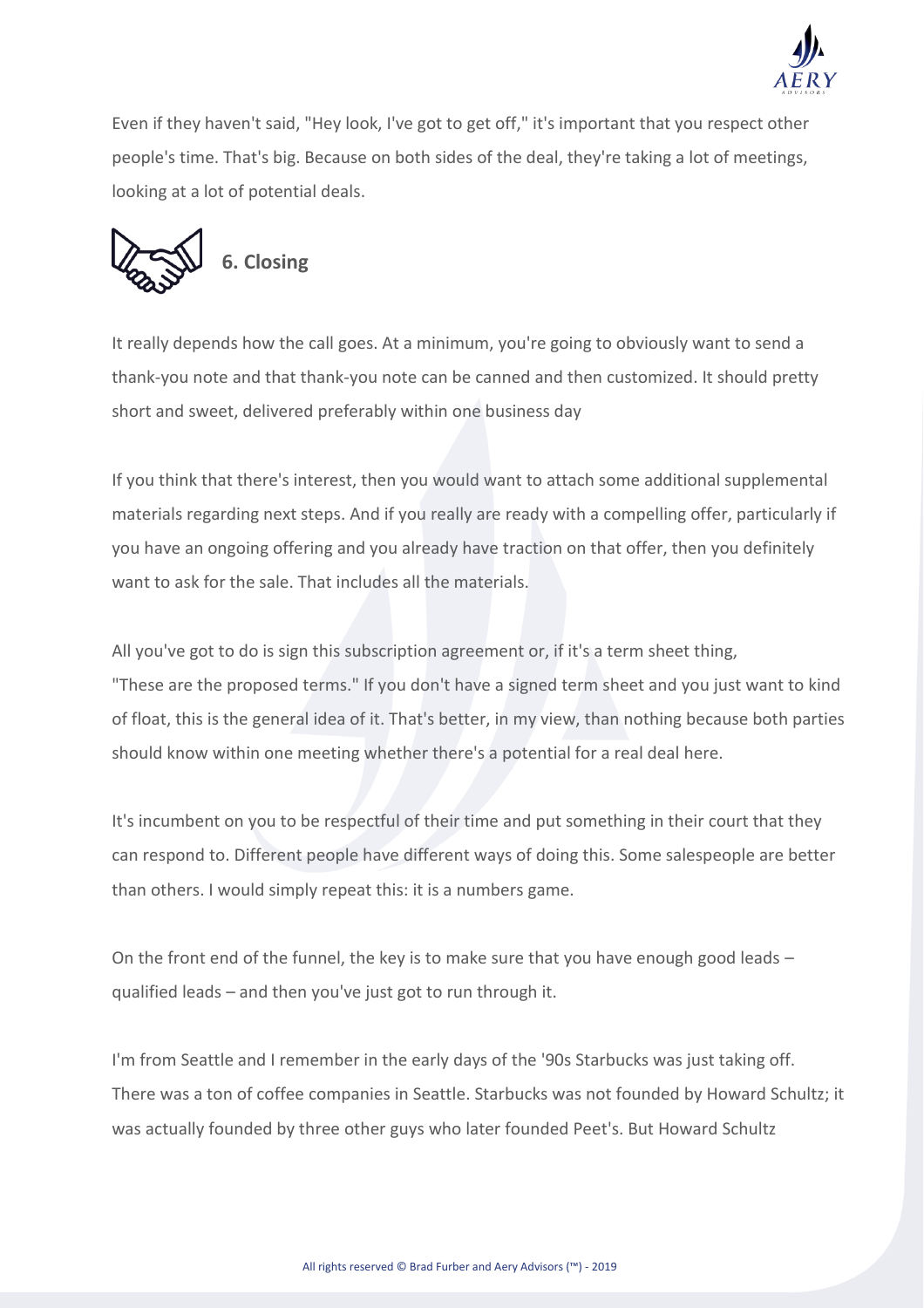Even if they haven't said, "Hey look, I've got to get off," it's important that you respect other people's time. That's big. Because on both sides of the deal, they're taking a lot of meetings, looking at a lot of potential deals.

## 6. Closing

It really depends how the call goes. At a minimum, you're going to obviously want to send a thank-you note and that thank-you note can be canned and then customized. It should pretty short and sweet, delivered preferably within one business day

If you think that there's interest, then you would want to attach some additional supplemental materials regarding next steps. And if you really are ready with a compelling offer, particularly if you have an ongoing offering and you already have traction on that offer, then you definitely want to ask for the sale. That includes all the materials.

All you've got to do is sign this subscription agreement or, if it's a term sheet thing, "These are the proposed terms." If you don't have a signed term sheet and you just want to kind of float, this is the general idea of it. That's better, in my view, than nothing because both parties should know within one meeting whether there's a potential for a real deal here.

It's incumbent on you to be respectful of their time and put something in their court that they can respond to. Different people have different ways of doing this. Some salespeople are better than others. I would simply repeat this: it is a numbers game.

On the front end of the funnel, the key is to make sure that you have enough good leads – qualified leads – and then you've just got to run through it.

I'm from Seattle and I remember in the early days of the '90s Starbucks was just taking off. There was a ton of coffee companies in Seattle. Starbucks was not founded by Howard Schultz; it was actually founded by three other guys who later founded Peet's. But Howard Schultz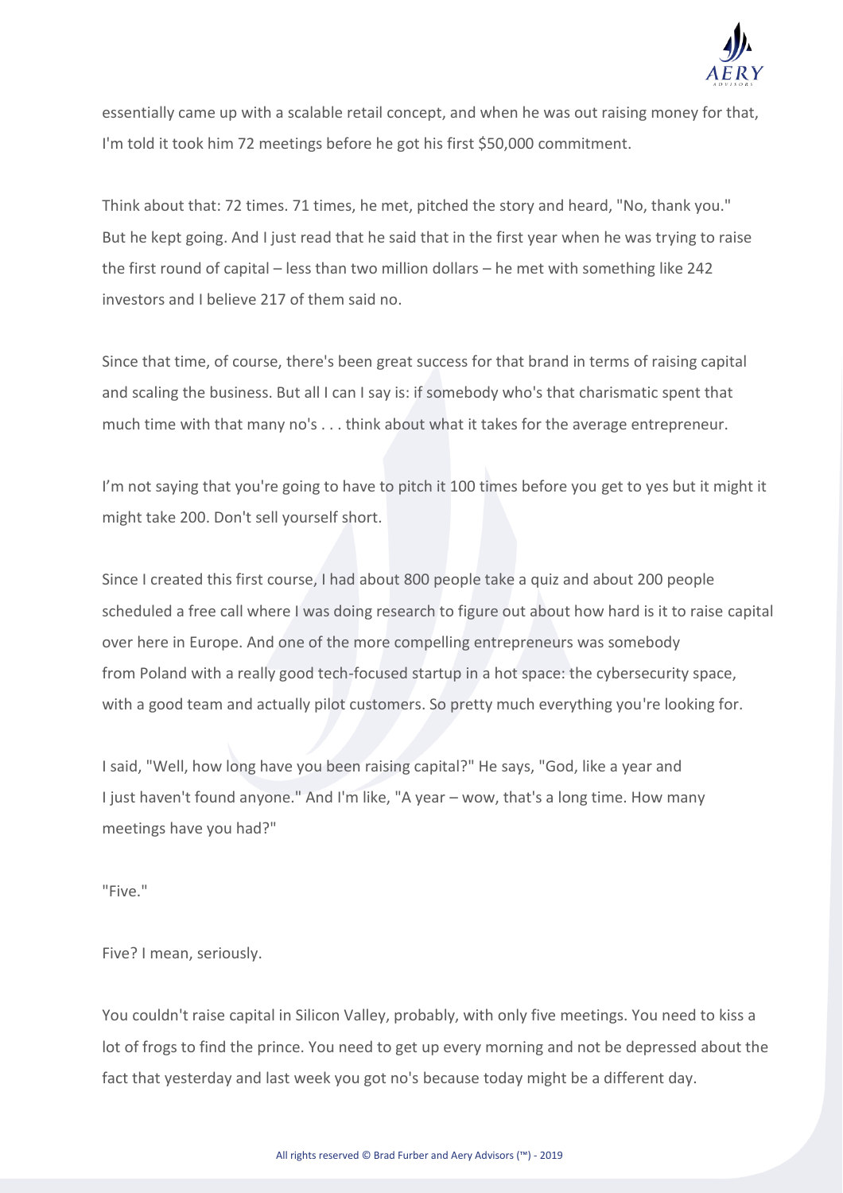essentially came up with a scalable retail concept, and when he was out raising money for that, I'm told it took him 72 meetings before he got his first $50,000 commitment.

Think about that: 72 times. 71 times, he met, pitched the story and heard, "No, thank you." But he kept going. And I just read that he said that in the first year when he was trying to raise the first round of capital – less than two million dollars – he met with something like 242 investors and I believe 217 of them said no.

Since that time, of course, there's been great success for that brand in terms of raising capital and scaling the business. But all I can I say is: if somebody who's that charismatic spent that much time with that many no's . . . think about what it takes for the average entrepreneur.

I'm not saying that you're going to have to pitch it 100 times before you get to yes but it might it might take 200. Don't sell yourself short.

Since I created this first course, I had about 800 people take a quiz and about 200 people scheduled a free call where I was doing research to figure out about how hard is it to raise capital over here in Europe. And one of the more compelling entrepreneurs was somebody from Poland with a really good tech-focused startup in a hot space: the cybersecurity space, with a good team and actually pilot customers. So pretty much everything you're looking for.

I said, "Well, how long have you been raising capital?" He says, "God, like a year and I just haven't found anyone." And I'm like, "A year – wow, that's a long time. How many meetings have you had?"

"Five."

Five? I mean, seriously.

You couldn't raise capital in Silicon Valley, probably, with only five meetings. You need to kiss a lot of frogs to find the prince. You need to get up every morning and not be depressed about the fact that yesterday and last week you got no's because today might be a different day.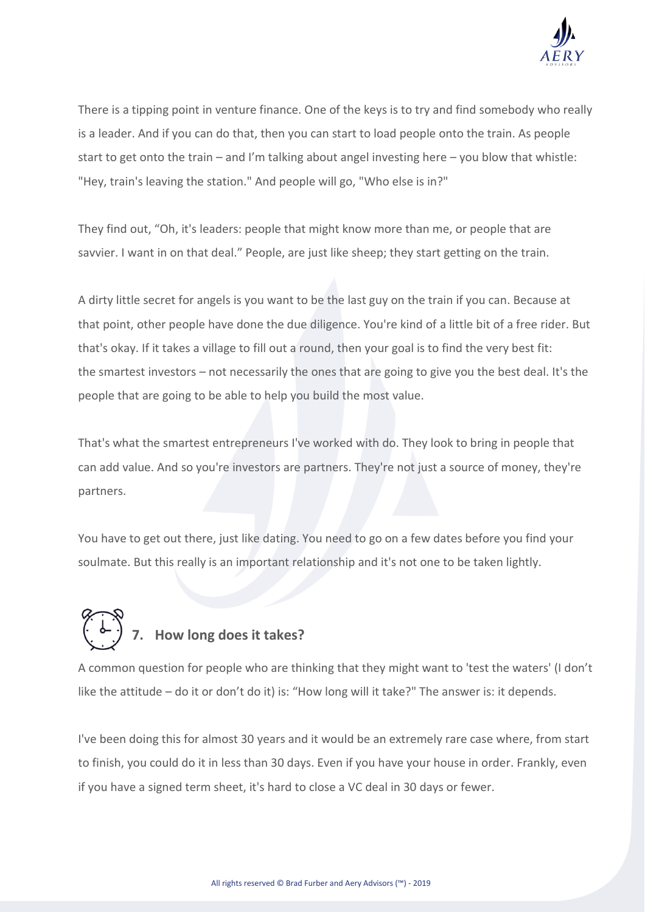There is a tipping point in venture finance. One of the keys is to try and find somebody who really is a leader. And if you can do that, then you can start to load people onto the train. As people start to get onto the train – and I'm talking about angel investing here – you blow that whistle: "Hey, train's leaving the station." And people will go, "Who else is in?"

They find out, "Oh, it's leaders: people that might know more than me, or people that are savvier. I want in on that deal." People, are just like sheep; they start getting on the train.

A dirty little secret for angels is you want to be the last guy on the train if you can. Because at that point, other people have done the due diligence. You're kind of a little bit of a free rider. But that's okay. If it takes a village to fill out a round, then your goal is to find the very best fit: the smartest investors – not necessarily the ones that are going to give you the best deal. It's the people that are going to be able to help you build the most value.

That's what the smartest entrepreneurs I've worked with do. They look to bring in people that can add value. And so you're investors are partners. They're not just a source of money, they're partners.

You have to get out there, just like dating. You need to go on a few dates before you find your soulmate. But this really is an important relationship and it's not one to be taken lightly.

## 7. How long does it takes?

A common question for people who are thinking that they might want to 'test the waters' (I don't like the attitude – do it or don't do it) is: "How long will it take?" The answer is: it depends.

I've been doing this for almost 30 years and it would be an extremely rare case where, from start to finish, you could do it in less than 30 days. Even if you have your house in order. Frankly, even if you have a signed term sheet, it's hard to close a VC deal in 30 days or fewer.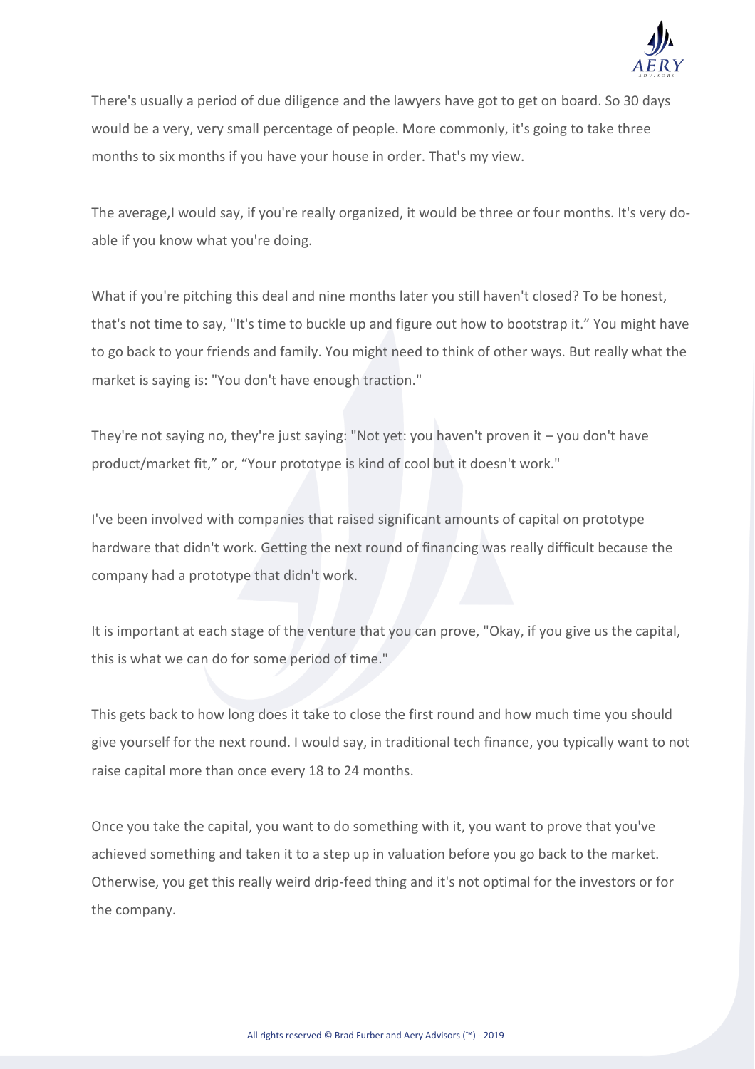There's usually a period of due diligence and the lawyers have got to get on board. So 30 days would be a very, very small percentage of people. More commonly, it's going to take three months to six months if you have your house in order. That's my view.

The average,I would say, if you're really organized, it would be three or four months. It's very do-able if you know what you're doing.

What if you're pitching this deal and nine months later you still haven't closed? To be honest, that's not time to say, "It's time to buckle up and figure out how to bootstrap it." You might have to go back to your friends and family. You might need to think of other ways. But really what the market is saying is: "You don't have enough traction."

They're not saying no, they're just saying: "Not yet: you haven't proven it – you don't have product/market fit," or, "Your prototype is kind of cool but it doesn't work."

I've been involved with companies that raised significant amounts of capital on prototype hardware that didn't work. Getting the next round of financing was really difficult because the company had a prototype that didn't work.

It is important at each stage of the venture that you can prove, "Okay, if you give us the capital, this is what we can do for some period of time."

This gets back to how long does it take to close the first round and how much time you should give yourself for the next round. I would say, in traditional tech finance, you typically want to not raise capital more than once every 18 to 24 months.

Once you take the capital, you want to do something with it, you want to prove that you've achieved something and taken it to a step up in valuation before you go back to the market. Otherwise, you get this really weird drip-feed thing and it's not optimal for the investors or for the company.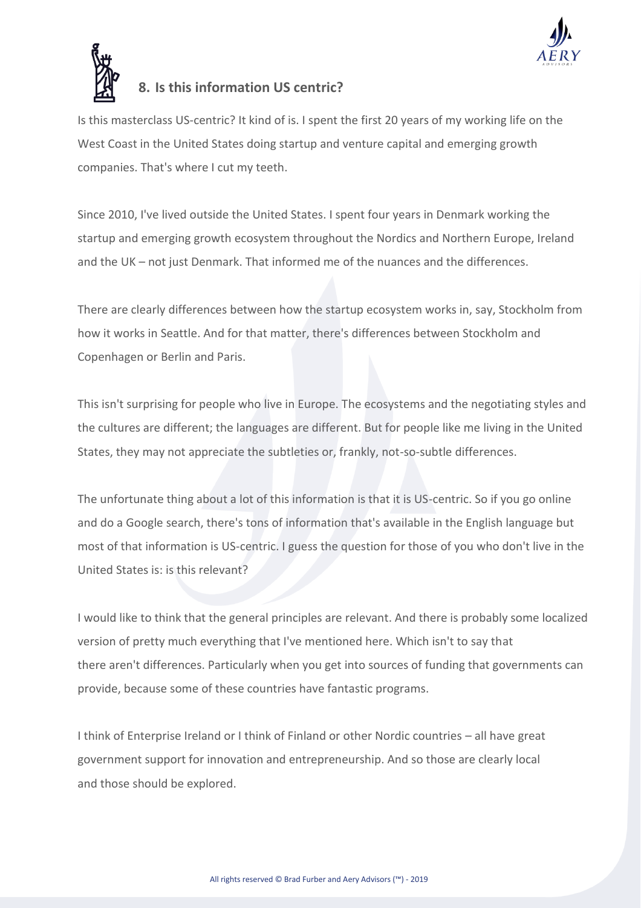## 8. Is this information US centric?

Is this masterclass US-centric? It kind of is. I spent the first 20 years of my working life on the West Coast in the United States doing startup and venture capital and emerging growth companies. That's where I cut my teeth.

Since 2010, I've lived outside the United States. I spent four years in Denmark working the startup and emerging growth ecosystem throughout the Nordics and Northern Europe, Ireland and the UK – not just Denmark. That informed me of the nuances and the differences.

There are clearly differences between how the startup ecosystem works in, say, Stockholm from how it works in Seattle. And for that matter, there's differences between Stockholm and Copenhagen or Berlin and Paris.

This isn't surprising for people who live in Europe. The ecosystems and the negotiating styles and the cultures are different; the languages are different. But for people like me living in the United States, they may not appreciate the subtleties or, frankly, not-so-subtle differences.

The unfortunate thing about a lot of this information is that it is US-centric. So if you go online and do a Google search, there's tons of information that's available in the English language but most of that information is US-centric. I guess the question for those of you who don't live in the United States is: is this relevant?

I would like to think that the general principles are relevant. And there is probably some localized version of pretty much everything that I've mentioned here. Which isn't to say that there aren't differences. Particularly when you get into sources of funding that governments can provide, because some of these countries have fantastic programs.

I think of Enterprise Ireland or I think of Finland or other Nordic countries – all have great government support for innovation and entrepreneurship. And so those are clearly local and those should be explored.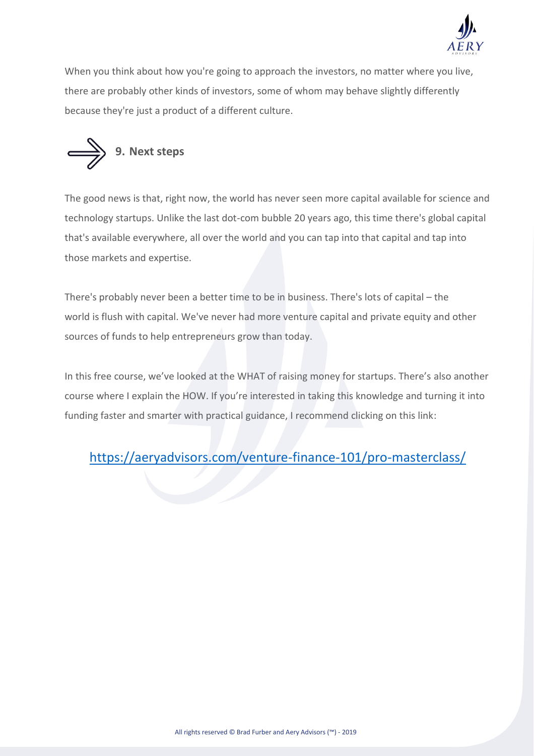When you think about how you're going to approach the investors, no matter where you live, there are probably other kinds of investors, some of whom may behave slightly differently because they're just a product of a different culture.

## 9. Next steps

The good news is that, right now, the world has never seen more capital available for science and technology startups. Unlike the last dot-com bubble 20 years ago, this time there's global capital that's available everywhere, all over the world and you can tap into that capital and tap into those markets and expertise.

There's probably never been a better time to be in business. There's lots of capital – the world is flush with capital. We've never had more venture capital and private equity and other sources of funds to help entrepreneurs grow than today.

In this free course, we've looked at the WHAT of raising money for startups. There's also another course where I explain the HOW. If you're interested in taking this knowledge and turning it into funding faster and smarter with practical guidance, I recommend clicking on this link:

https://aeryadvisors.com/venture-finance-101/pro-masterclass/

All rights reserved © Brad Furber and Aery Advisors (™) - 2019